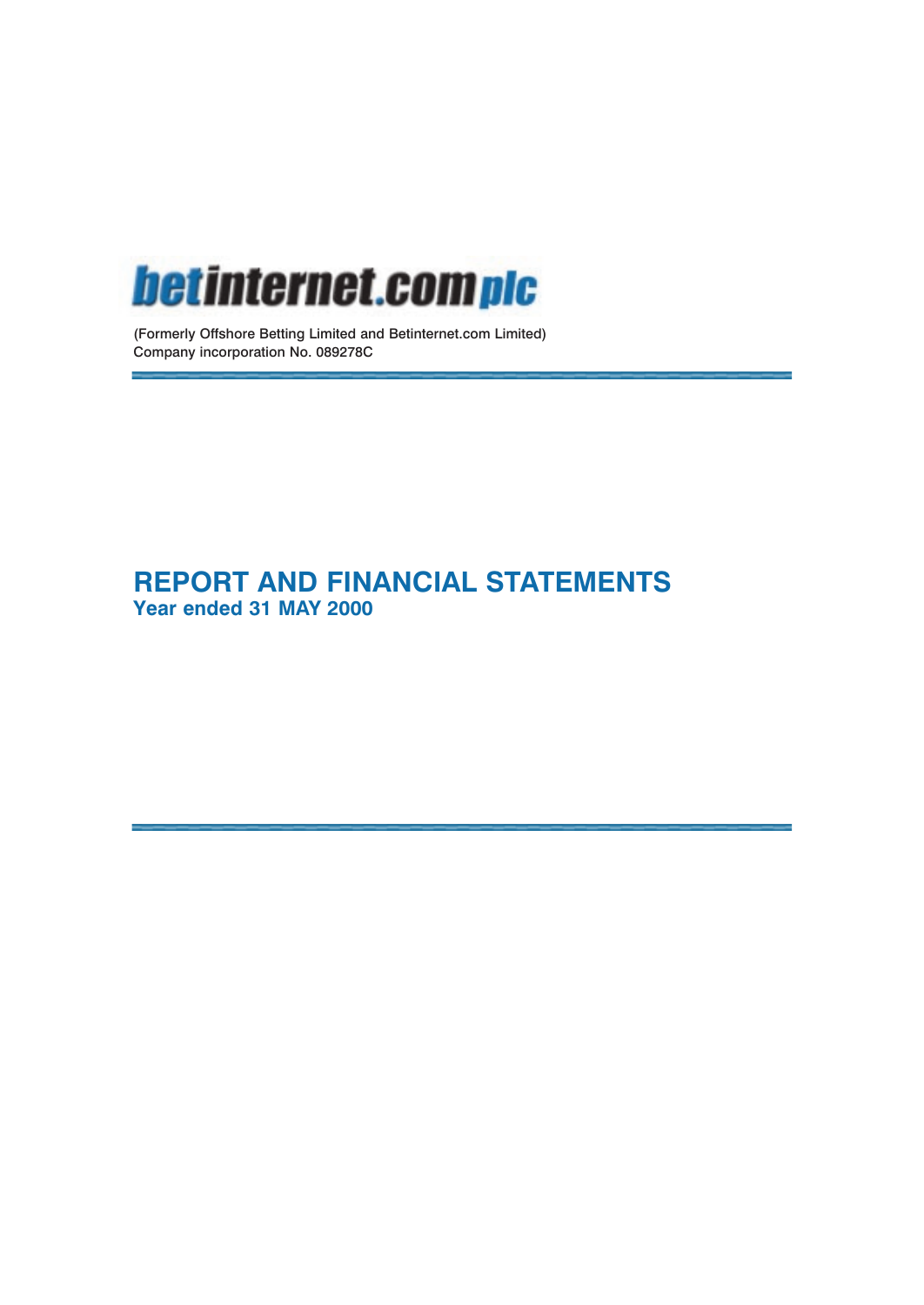# betinternet.com plc

(Formerly Offshore Betting Limited and Betinternet.com Limited)
Company incorporation No. 089278C

## REPORT AND FINANCIAL STATEMENTS

### Year ended 31 MAY 2000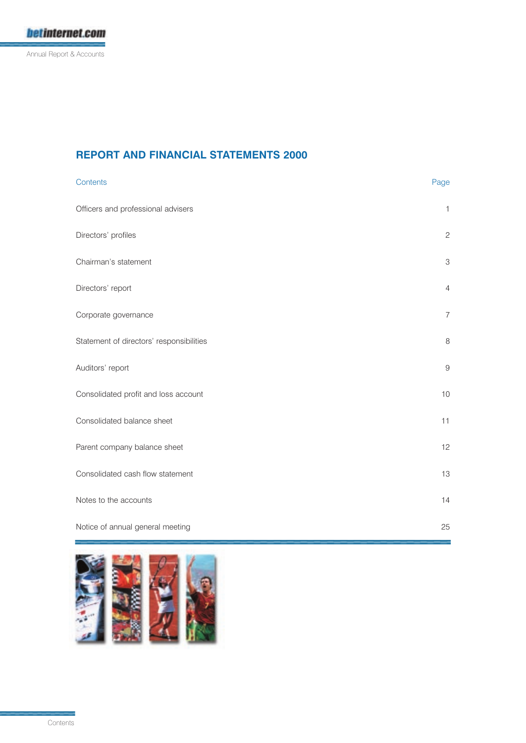# REPORT AND FINANCIAL STATEMENTS 2000

| Contents | Page |
|---|---|
| Officers and professional advisers | 1 |
| Directors' profiles | 2 |
| Chairman's statement | 3 |
| Directors' report | 4 |
| Corporate governance | 7 |
| Statement of directors' responsibilities | 8 |
| Auditors' report | 9 |
| Consolidated profit and loss account | 10 |
| Consolidated balance sheet | 11 |
| Parent company balance sheet | 12 |
| Consolidated cash flow statement | 13 |
| Notes to the accounts | 14 |
| Notice of annual general meeting | 25 |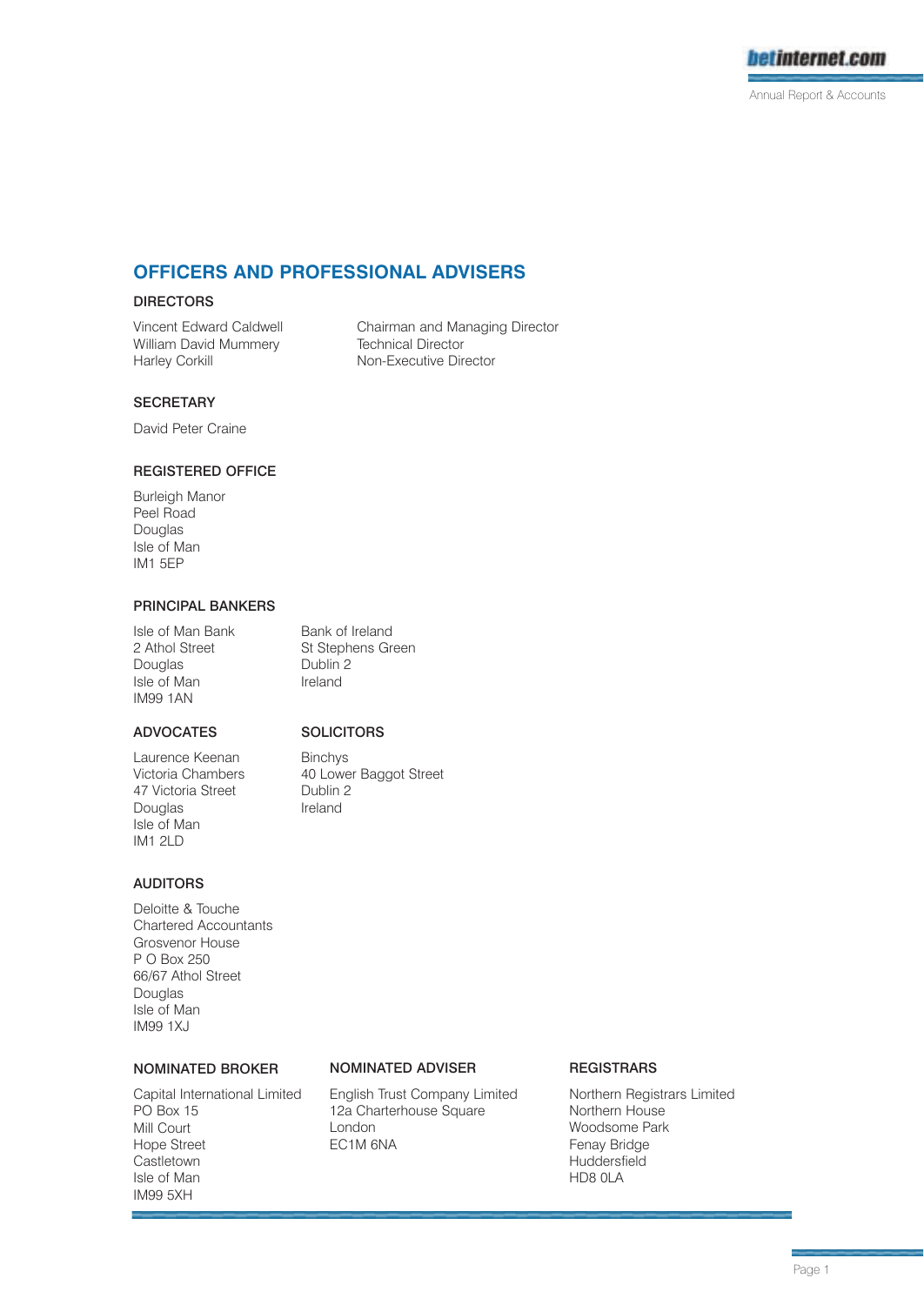## OFFICERS AND PROFESSIONAL ADVISERS

### DIRECTORS

| | |
|---|---|
| Vincent Edward Caldwell | Chairman and Managing Director |
| William David Mummery | Technical Director |
| Harley Corkill | Non-Executive Director |

### SECRETARY

David Peter Craine

### REGISTERED OFFICE

Burleigh Manor
Peel Road
Douglas
Isle of Man
IM1 5EP

### PRINCIPAL BANKERS

Isle of Man Bank
2 Athol Street
Douglas
Isle of Man
IM99 1AN

Bank of Ireland
St Stephens Green
Dublin 2
Ireland

### ADVOCATES

Laurence Keenan
Victoria Chambers
47 Victoria Street
Douglas
Isle of Man
IM1 2LD

### SOLICITORS

Binchys
40 Lower Baggot Street
Dublin 2
Ireland

### AUDITORS

Deloitte & Touche
Chartered Accountants
Grosvenor House
P O Box 250
66/67 Athol Street
Douglas
Isle of Man
IM99 1XJ

### NOMINATED BROKER

Capital International Limited
PO Box 15
Mill Court
Hope Street
Castletown
Isle of Man
IM99 5XH

### NOMINATED ADVISER

English Trust Company Limited
12a Charterhouse Square
London
EC1M 6NA

### REGISTRARS

Northern Registrars Limited
Northern House
Woodsome Park
Fenay Bridge
Huddersfield
HD8 0LA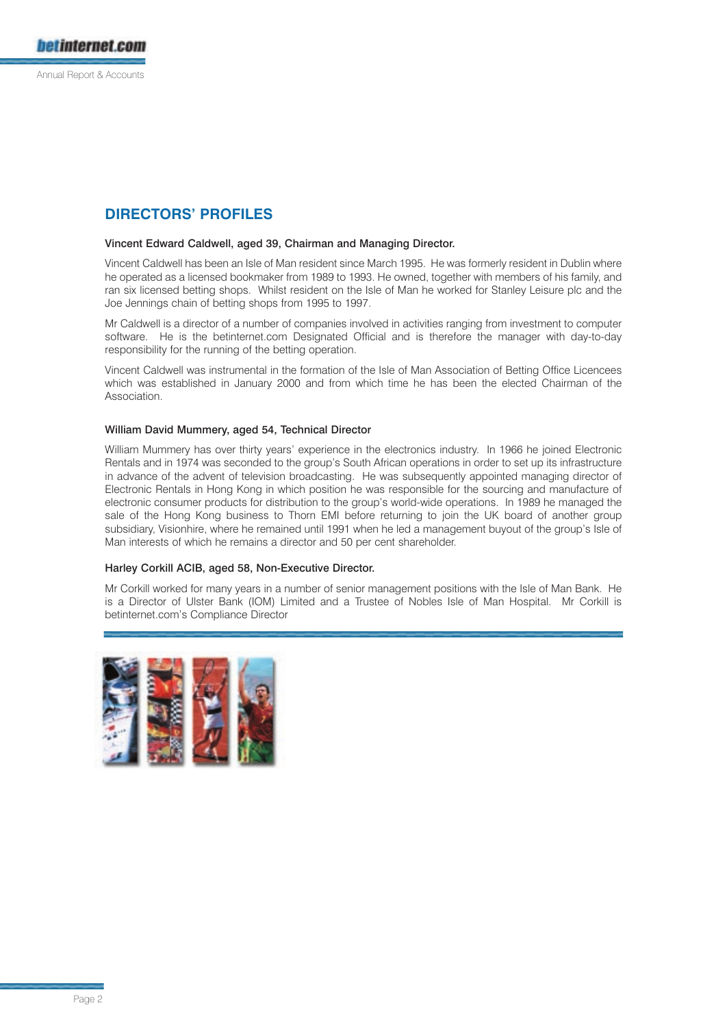## DIRECTORS' PROFILES

**Vincent Edward Caldwell, aged 39, Chairman and Managing Director.**

Vincent Caldwell has been an Isle of Man resident since March 1995. He was formerly resident in Dublin where he operated as a licensed bookmaker from 1989 to 1993. He owned, together with members of his family, and ran six licensed betting shops. Whilst resident on the Isle of Man he worked for Stanley Leisure plc and the Joe Jennings chain of betting shops from 1995 to 1997.

Mr Caldwell is a director of a number of companies involved in activities ranging from investment to computer software. He is the betinternet.com Designated Official and is therefore the manager with day-to-day responsibility for the running of the betting operation.

Vincent Caldwell was instrumental in the formation of the Isle of Man Association of Betting Office Licencees which was established in January 2000 and from which time he has been the elected Chairman of the Association.

**William David Mummery, aged 54, Technical Director**

William Mummery has over thirty years' experience in the electronics industry. In 1966 he joined Electronic Rentals and in 1974 was seconded to the group's South African operations in order to set up its infrastructure in advance of the advent of television broadcasting. He was subsequently appointed managing director of Electronic Rentals in Hong Kong in which position he was responsible for the sourcing and manufacture of electronic consumer products for distribution to the group's world-wide operations. In 1989 he managed the sale of the Hong Kong business to Thorn EMI before returning to join the UK board of another group subsidiary, Visionhire, where he remained until 1991 when he led a management buyout of the group's Isle of Man interests of which he remains a director and 50 per cent shareholder.

**Harley Corkill ACIB, aged 58, Non-Executive Director.**

Mr Corkill worked for many years in a number of senior management positions with the Isle of Man Bank. He is a Director of Ulster Bank (IOM) Limited and a Trustee of Nobles Isle of Man Hospital. Mr Corkill is betinternet.com's Compliance Director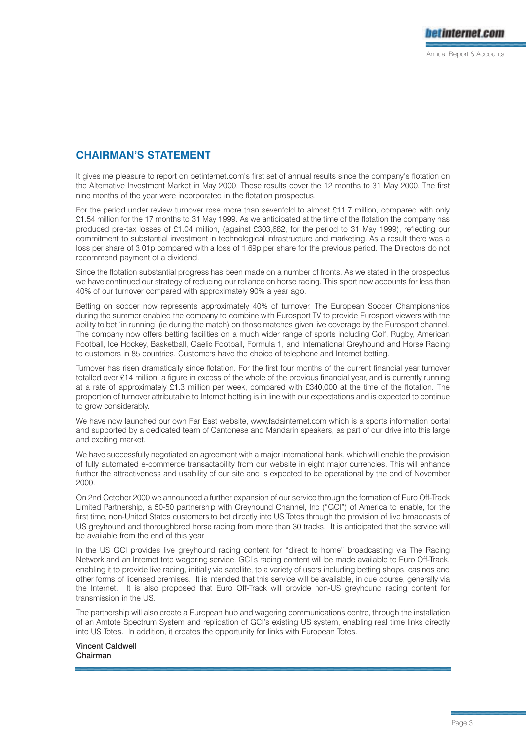## CHAIRMAN'S STATEMENT

It gives me pleasure to report on betinternet.com's first set of annual results since the company's flotation on the Alternative Investment Market in May 2000. These results cover the 12 months to 31 May 2000. The first nine months of the year were incorporated in the flotation prospectus.

For the period under review turnover rose more than sevenfold to almost £11.7 million, compared with only £1.54 million for the 17 months to 31 May 1999. As we anticipated at the time of the flotation the company has produced pre-tax losses of £1.04 million, (against £303,682, for the period to 31 May 1999), reflecting our commitment to substantial investment in technological infrastructure and marketing. As a result there was a loss per share of 3.01p compared with a loss of 1.69p per share for the previous period. The Directors do not recommend payment of a dividend.

Since the flotation substantial progress has been made on a number of fronts. As we stated in the prospectus we have continued our strategy of reducing our reliance on horse racing. This sport now accounts for less than 40% of our turnover compared with approximately 90% a year ago.

Betting on soccer now represents approximately 40% of turnover. The European Soccer Championships during the summer enabled the company to combine with Eurosport TV to provide Eurosport viewers with the ability to bet 'in running' (ie during the match) on those matches given live coverage by the Eurosport channel. The company now offers betting facilities on a much wider range of sports including Golf, Rugby, American Football, Ice Hockey, Basketball, Gaelic Football, Formula 1, and International Greyhound and Horse Racing to customers in 85 countries. Customers have the choice of telephone and Internet betting.

Turnover has risen dramatically since flotation. For the first four months of the current financial year turnover totalled over £14 million, a figure in excess of the whole of the previous financial year, and is currently running at a rate of approximately £1.3 million per week, compared with £340,000 at the time of the flotation. The proportion of turnover attributable to Internet betting is in line with our expectations and is expected to continue to grow considerably.

We have now launched our own Far East website, www.fadainternet.com which is a sports information portal and supported by a dedicated team of Cantonese and Mandarin speakers, as part of our drive into this large and exciting market.

We have successfully negotiated an agreement with a major international bank, which will enable the provision of fully automated e-commerce transactability from our website in eight major currencies. This will enhance further the attractiveness and usability of our site and is expected to be operational by the end of November 2000.

On 2nd October 2000 we announced a further expansion of our service through the formation of Euro Off-Track Limited Partnership, a 50-50 partnership with Greyhound Channel, Inc ("GCI") of America to enable, for the first time, non-United States customers to bet directly into US Totes through the provision of live broadcasts of US greyhound and thoroughbred horse racing from more than 30 tracks. It is anticipated that the service will be available from the end of this year

In the US GCI provides live greyhound racing content for "direct to home" broadcasting via The Racing Network and an Internet tote wagering service. GCI's racing content will be made available to Euro Off-Track, enabling it to provide live racing, initially via satellite, to a variety of users including betting shops, casinos and other forms of licensed premises. It is intended that this service will be available, in due course, generally via the Internet. It is also proposed that Euro Off-Track will provide non-US greyhound racing content for transmission in the US.

The partnership will also create a European hub and wagering communications centre, through the installation of an Amtote Spectrum System and replication of GCI's existing US system, enabling real time links directly into US Totes. In addition, it creates the opportunity for links with European Totes.

**Vincent Caldwell**
**Chairman**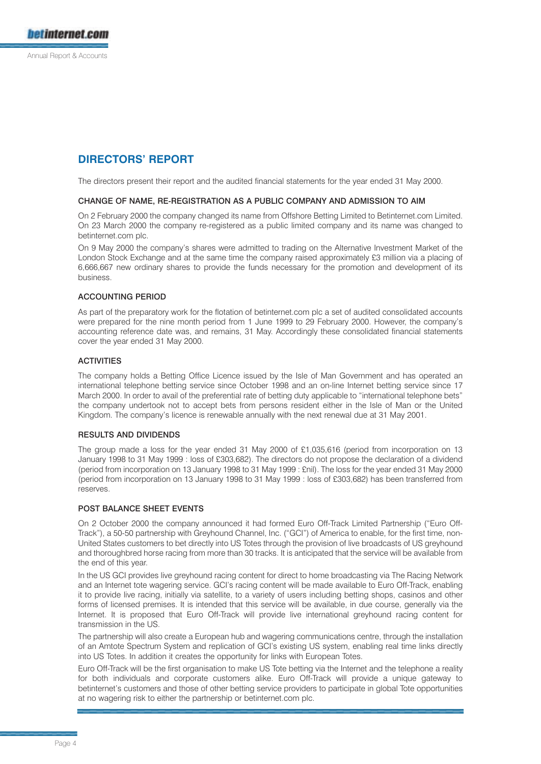## DIRECTORS' REPORT

The directors present their report and the audited financial statements for the year ended 31 May 2000.

### CHANGE OF NAME, RE-REGISTRATION AS A PUBLIC COMPANY AND ADMISSION TO AIM

On 2 February 2000 the company changed its name from Offshore Betting Limited to Betinternet.com Limited. On 23 March 2000 the company re-registered as a public limited company and its name was changed to betinternet.com plc.

On 9 May 2000 the company's shares were admitted to trading on the Alternative Investment Market of the London Stock Exchange and at the same time the company raised approximately £3 million via a placing of 6,666,667 new ordinary shares to provide the funds necessary for the promotion and development of its business.

### ACCOUNTING PERIOD

As part of the preparatory work for the flotation of betinternet.com plc a set of audited consolidated accounts were prepared for the nine month period from 1 June 1999 to 29 February 2000. However, the company's accounting reference date was, and remains, 31 May. Accordingly these consolidated financial statements cover the year ended 31 May 2000.

### ACTIVITIES

The company holds a Betting Office Licence issued by the Isle of Man Government and has operated an international telephone betting service since October 1998 and an on-line Internet betting service since 17 March 2000. In order to avail of the preferential rate of betting duty applicable to "international telephone bets" the company undertook not to accept bets from persons resident either in the Isle of Man or the United Kingdom. The company's licence is renewable annually with the next renewal due at 31 May 2001.

### RESULTS AND DIVIDENDS

The group made a loss for the year ended 31 May 2000 of £1,035,616 (period from incorporation on 13 January 1998 to 31 May 1999 : loss of £303,682). The directors do not propose the declaration of a dividend (period from incorporation on 13 January 1998 to 31 May 1999 : £nil). The loss for the year ended 31 May 2000 (period from incorporation on 13 January 1998 to 31 May 1999 : loss of £303,682) has been transferred from reserves.

### POST BALANCE SHEET EVENTS

On 2 October 2000 the company announced it had formed Euro Off-Track Limited Partnership ("Euro Off-Track"), a 50-50 partnership with Greyhound Channel, Inc. ("GCI") of America to enable, for the first time, non-United States customers to bet directly into US Totes through the provision of live broadcasts of US greyhound and thoroughbred horse racing from more than 30 tracks. It is anticipated that the service will be available from the end of this year.

In the US GCI provides live greyhound racing content for direct to home broadcasting via The Racing Network and an Internet tote wagering service. GCI's racing content will be made available to Euro Off-Track, enabling it to provide live racing, initially via satellite, to a variety of users including betting shops, casinos and other forms of licensed premises. It is intended that this service will be available, in due course, generally via the Internet. It is proposed that Euro Off-Track will provide live international greyhound racing content for transmission in the US.

The partnership will also create a European hub and wagering communications centre, through the installation of an Amtote Spectrum System and replication of GCI's existing US system, enabling real time links directly into US Totes. In addition it creates the opportunity for links with European Totes.

Euro Off-Track will be the first organisation to make US Tote betting via the Internet and the telephone a reality for both individuals and corporate customers alike. Euro Off-Track will provide a unique gateway to betinternet's customers and those of other betting service providers to participate in global Tote opportunities at no wagering risk to either the partnership or betinternet.com plc.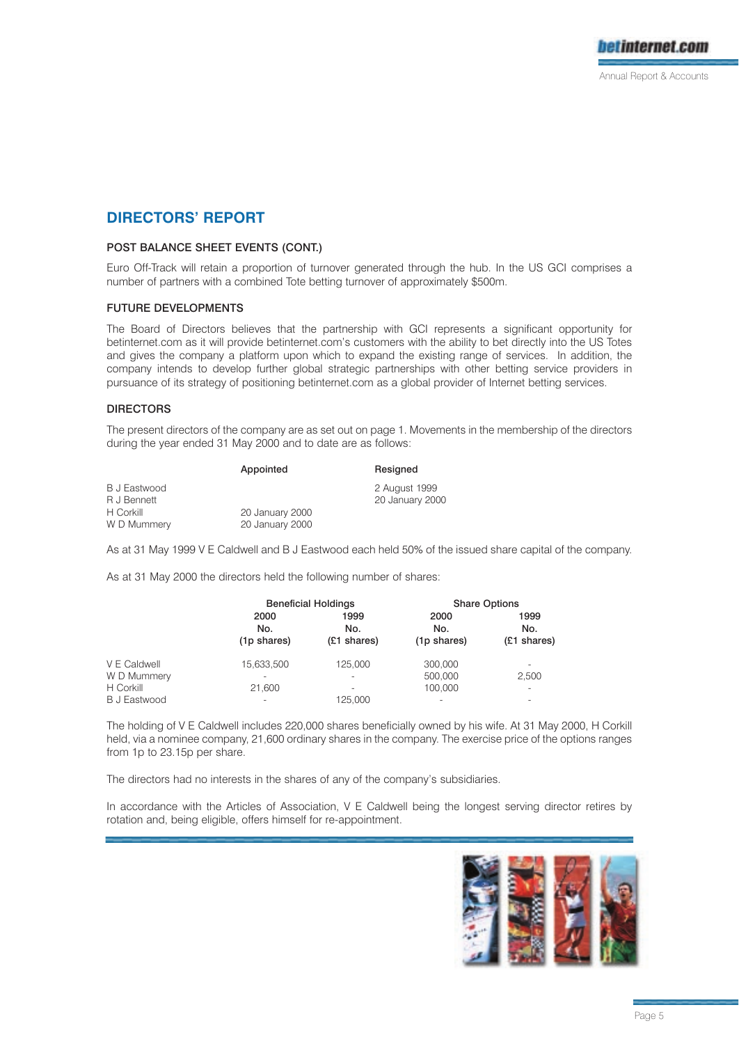## DIRECTORS' REPORT

### POST BALANCE SHEET EVENTS (CONT.)

Euro Off-Track will retain a proportion of turnover generated through the hub. In the US GCI comprises a number of partners with a combined Tote betting turnover of approximately $500m.

### FUTURE DEVELOPMENTS

The Board of Directors believes that the partnership with GCI represents a significant opportunity for betinternet.com as it will provide betinternet.com's customers with the ability to bet directly into the US Totes and gives the company a platform upon which to expand the existing range of services. In addition, the company intends to develop further global strategic partnerships with other betting service providers in pursuance of its strategy of positioning betinternet.com as a global provider of Internet betting services.

### DIRECTORS

The present directors of the company are as set out on page 1. Movements in the membership of the directors during the year ended 31 May 2000 and to date are as follows:

| | Appointed | Resigned |
|---|---|---|
| B J Eastwood | | 2 August 1999 |
| R J Bennett | | 20 January 2000 |
| H Corkill | 20 January 2000 | |
| W D Mummery | 20 January 2000 | |

As at 31 May 1999 V E Caldwell and B J Eastwood each held 50% of the issued share capital of the company.

As at 31 May 2000 the directors held the following number of shares:

| | Beneficial Holdings | | Share Options | |
|---|---|---|---|---|
| | 2000 No. (1p shares) | 1999 No. (£1 shares) | 2000 No. (1p shares) | 1999 No. (£1 shares) |
| V E Caldwell | 15,633,500 | 125,000 | 300,000 | - |
| W D Mummery | - | - | 500,000 | 2,500 |
| H Corkill | 21,600 | - | 100,000 | - |
| B J Eastwood | - | 125,000 | - | - |

The holding of V E Caldwell includes 220,000 shares beneficially owned by his wife. At 31 May 2000, H Corkill held, via a nominee company, 21,600 ordinary shares in the company. The exercise price of the options ranges from 1p to 23.15p per share.

The directors had no interests in the shares of any of the company's subsidiaries.

In accordance with the Articles of Association, V E Caldwell being the longest serving director retires by rotation and, being eligible, offers himself for re-appointment.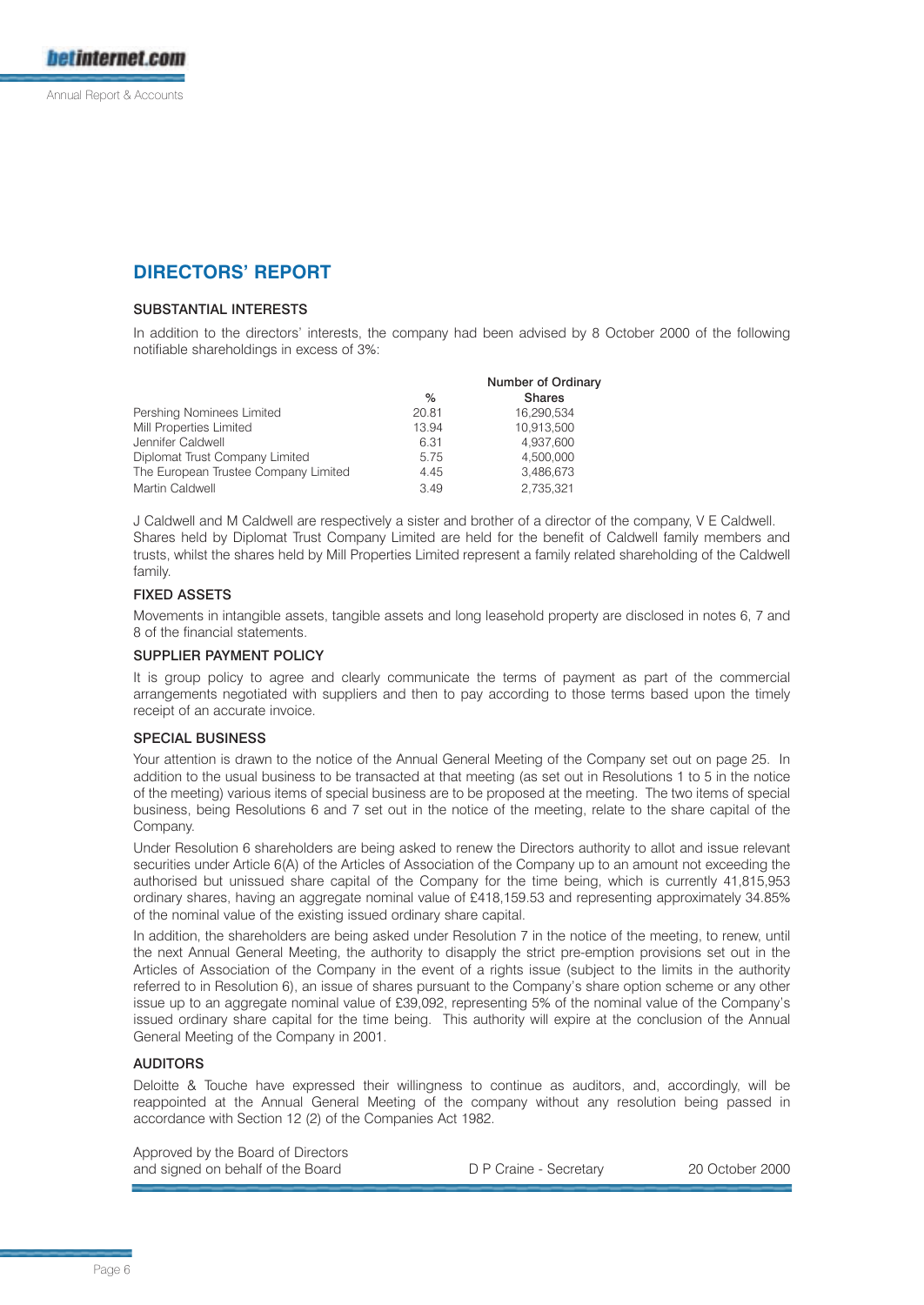## DIRECTORS' REPORT

### SUBSTANTIAL INTERESTS

In addition to the directors' interests, the company had been advised by 8 October 2000 of the following notifiable shareholdings in excess of 3%:

| | % | Number of Ordinary Shares |
|---|---|---|
| Pershing Nominees Limited | 20.81 | 16,290,534 |
| Mill Properties Limited | 13.94 | 10,913,500 |
| Jennifer Caldwell | 6.31 | 4,937,600 |
| Diplomat Trust Company Limited | 5.75 | 4,500,000 |
| The European Trustee Company Limited | 4.45 | 3,486,673 |
| Martin Caldwell | 3.49 | 2,735,321 |

J Caldwell and M Caldwell are respectively a sister and brother of a director of the company, V E Caldwell. Shares held by Diplomat Trust Company Limited are held for the benefit of Caldwell family members and trusts, whilst the shares held by Mill Properties Limited represent a family related shareholding of the Caldwell family.

### FIXED ASSETS

Movements in intangible assets, tangible assets and long leasehold property are disclosed in notes 6, 7 and 8 of the financial statements.

### SUPPLIER PAYMENT POLICY

It is group policy to agree and clearly communicate the terms of payment as part of the commercial arrangements negotiated with suppliers and then to pay according to those terms based upon the timely receipt of an accurate invoice.

### SPECIAL BUSINESS

Your attention is drawn to the notice of the Annual General Meeting of the Company set out on page 25. In addition to the usual business to be transacted at that meeting (as set out in Resolutions 1 to 5 in the notice of the meeting) various items of special business are to be proposed at the meeting. The two items of special business, being Resolutions 6 and 7 set out in the notice of the meeting, relate to the share capital of the Company.

Under Resolution 6 shareholders are being asked to renew the Directors authority to allot and issue relevant securities under Article 6(A) of the Articles of Association of the Company up to an amount not exceeding the authorised but unissued share capital of the Company for the time being, which is currently 41,815,953 ordinary shares, having an aggregate nominal value of £418,159.53 and representing approximately 34.85% of the nominal value of the existing issued ordinary share capital.

In addition, the shareholders are being asked under Resolution 7 in the notice of the meeting, to renew, until the next Annual General Meeting, the authority to disapply the strict pre-emption provisions set out in the Articles of Association of the Company in the event of a rights issue (subject to the limits in the authority referred to in Resolution 6), an issue of shares pursuant to the Company's share option scheme or any other issue up to an aggregate nominal value of £39,092, representing 5% of the nominal value of the Company's issued ordinary share capital for the time being. This authority will expire at the conclusion of the Annual General Meeting of the Company in 2001.

### AUDITORS

Deloitte & Touche have expressed their willingness to continue as auditors, and, accordingly, will be reappointed at the Annual General Meeting of the company without any resolution being passed in accordance with Section 12 (2) of the Companies Act 1982.

Approved by the Board of Directors
and signed on behalf of the Board

D P Craine - Secretary

20 October 2000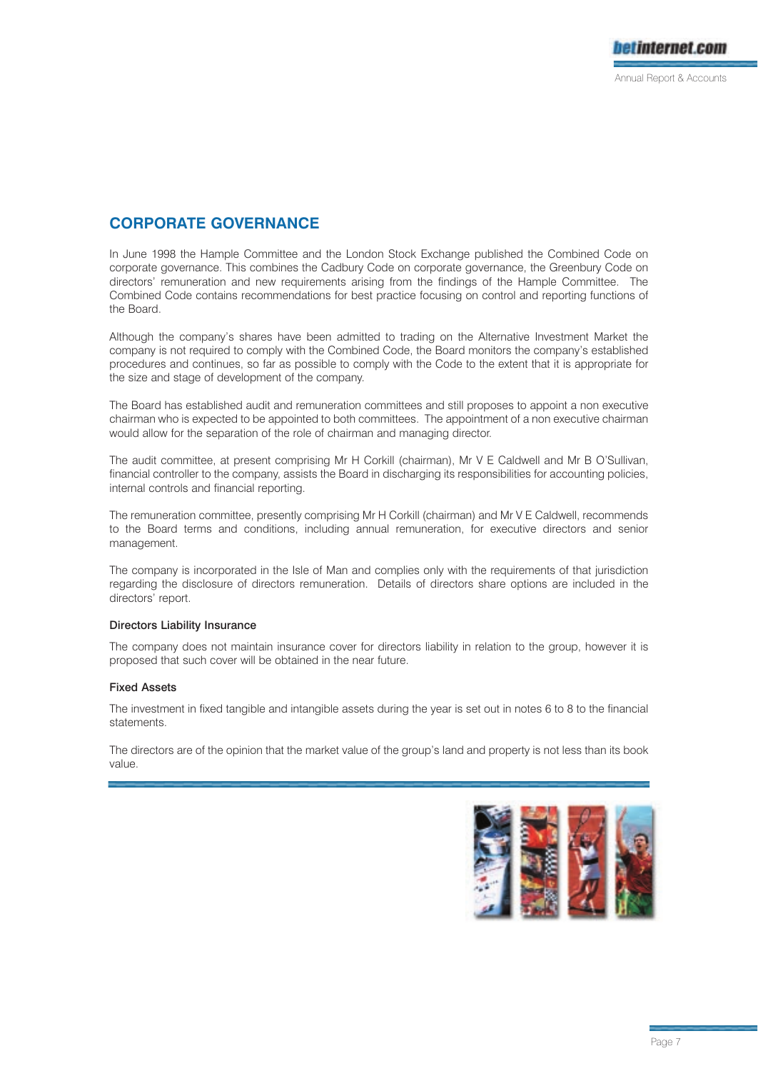## CORPORATE GOVERNANCE

In June 1998 the Hample Committee and the London Stock Exchange published the Combined Code on corporate governance. This combines the Cadbury Code on corporate governance, the Greenbury Code on directors' remuneration and new requirements arising from the findings of the Hample Committee. The Combined Code contains recommendations for best practice focusing on control and reporting functions of the Board.

Although the company's shares have been admitted to trading on the Alternative Investment Market the company is not required to comply with the Combined Code, the Board monitors the company's established procedures and continues, so far as possible to comply with the Code to the extent that it is appropriate for the size and stage of development of the company.

The Board has established audit and remuneration committees and still proposes to appoint a non executive chairman who is expected to be appointed to both committees. The appointment of a non executive chairman would allow for the separation of the role of chairman and managing director.

The audit committee, at present comprising Mr H Corkill (chairman), Mr V E Caldwell and Mr B O'Sullivan, financial controller to the company, assists the Board in discharging its responsibilities for accounting policies, internal controls and financial reporting.

The remuneration committee, presently comprising Mr H Corkill (chairman) and Mr V E Caldwell, recommends to the Board terms and conditions, including annual remuneration, for executive directors and senior management.

The company is incorporated in the Isle of Man and complies only with the requirements of that jurisdiction regarding the disclosure of directors remuneration. Details of directors share options are included in the directors' report.

### Directors Liability Insurance

The company does not maintain insurance cover for directors liability in relation to the group, however it is proposed that such cover will be obtained in the near future.

### Fixed Assets

The investment in fixed tangible and intangible assets during the year is set out in notes 6 to 8 to the financial statements.

The directors are of the opinion that the market value of the group's land and property is not less than its book value.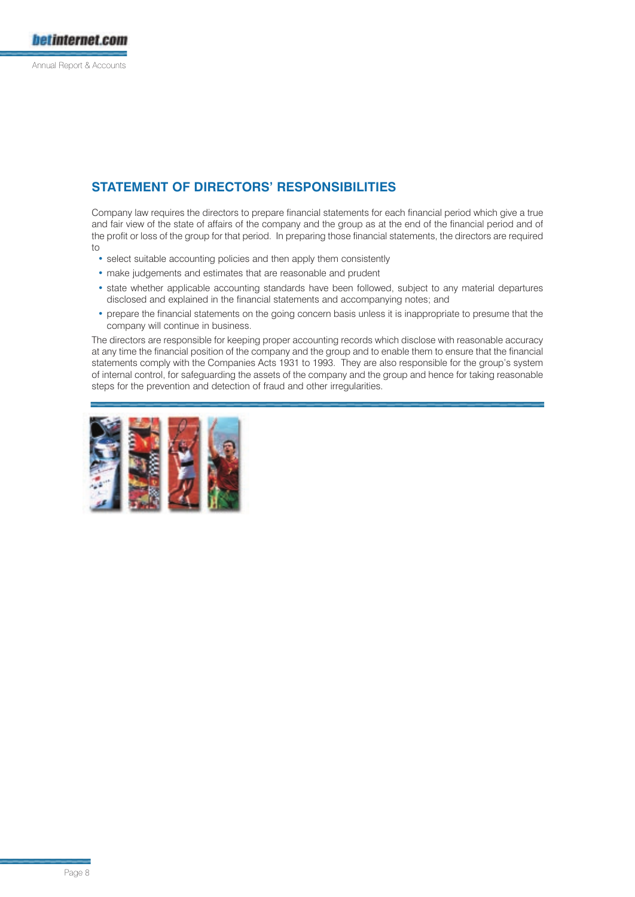## STATEMENT OF DIRECTORS' RESPONSIBILITIES

Company law requires the directors to prepare financial statements for each financial period which give a true and fair view of the state of affairs of the company and the group as at the end of the financial period and of the profit or loss of the group for that period. In preparing those financial statements, the directors are required to

- select suitable accounting policies and then apply them consistently
- make judgements and estimates that are reasonable and prudent
- state whether applicable accounting standards have been followed, subject to any material departures disclosed and explained in the financial statements and accompanying notes; and
- prepare the financial statements on the going concern basis unless it is inappropriate to presume that the company will continue in business.

The directors are responsible for keeping proper accounting records which disclose with reasonable accuracy at any time the financial position of the company and the group and to enable them to ensure that the financial statements comply with the Companies Acts 1931 to 1993. They are also responsible for the group's system of internal control, for safeguarding the assets of the company and the group and hence for taking reasonable steps for the prevention and detection of fraud and other irregularities.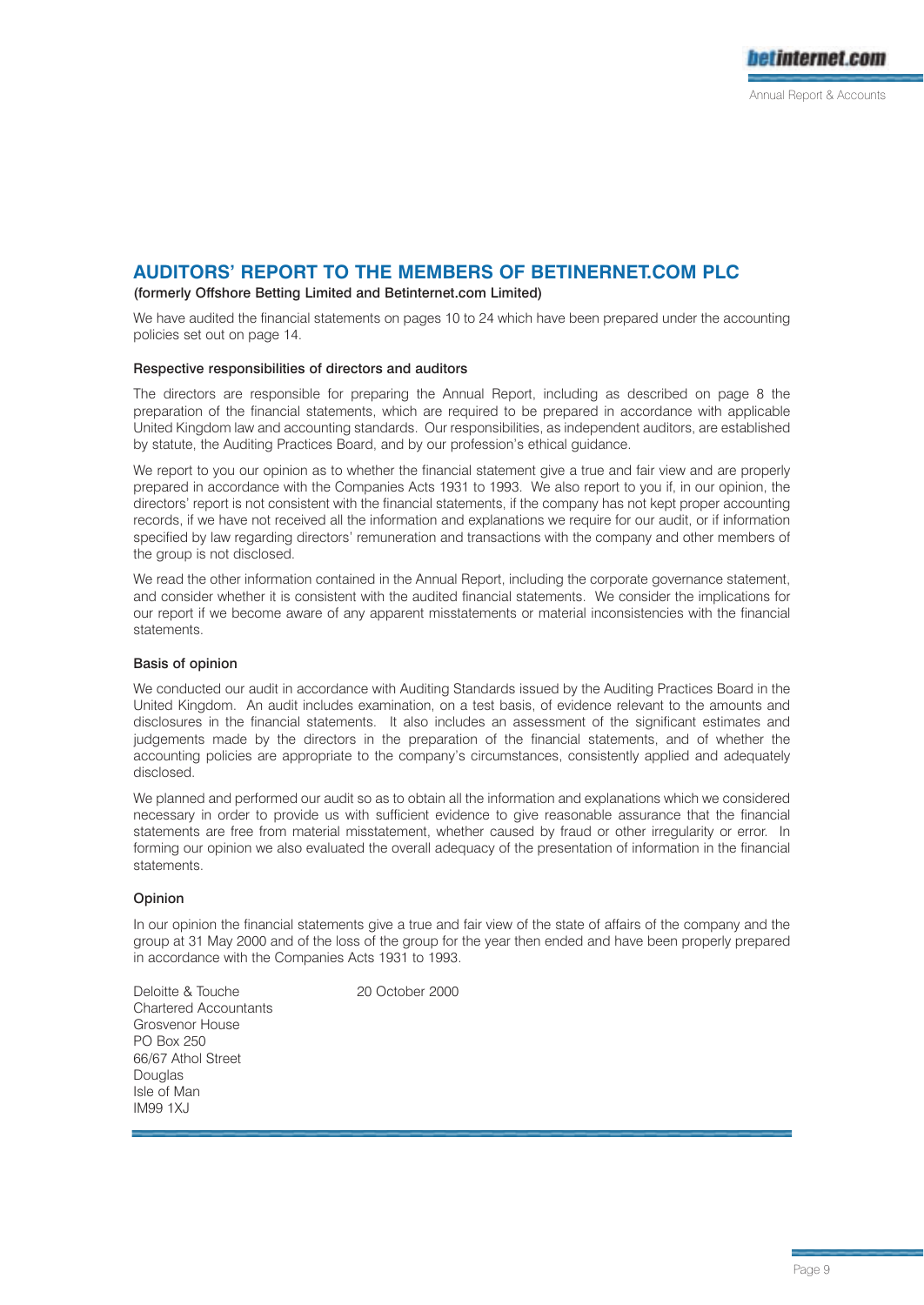## AUDITORS' REPORT TO THE MEMBERS OF BETINERNET.COM PLC

**(formerly Offshore Betting Limited and Betinternet.com Limited)**

We have audited the financial statements on pages 10 to 24 which have been prepared under the accounting policies set out on page 14.

### Respective responsibilities of directors and auditors

The directors are responsible for preparing the Annual Report, including as described on page 8 the preparation of the financial statements, which are required to be prepared in accordance with applicable United Kingdom law and accounting standards. Our responsibilities, as independent auditors, are established by statute, the Auditing Practices Board, and by our profession's ethical guidance.

We report to you our opinion as to whether the financial statement give a true and fair view and are properly prepared in accordance with the Companies Acts 1931 to 1993. We also report to you if, in our opinion, the directors' report is not consistent with the financial statements, if the company has not kept proper accounting records, if we have not received all the information and explanations we require for our audit, or if information specified by law regarding directors' remuneration and transactions with the company and other members of the group is not disclosed.

We read the other information contained in the Annual Report, including the corporate governance statement, and consider whether it is consistent with the audited financial statements. We consider the implications for our report if we become aware of any apparent misstatements or material inconsistencies with the financial statements.

### Basis of opinion

We conducted our audit in accordance with Auditing Standards issued by the Auditing Practices Board in the United Kingdom. An audit includes examination, on a test basis, of evidence relevant to the amounts and disclosures in the financial statements. It also includes an assessment of the significant estimates and judgements made by the directors in the preparation of the financial statements, and of whether the accounting policies are appropriate to the company's circumstances, consistently applied and adequately disclosed.

We planned and performed our audit so as to obtain all the information and explanations which we considered necessary in order to provide us with sufficient evidence to give reasonable assurance that the financial statements are free from material misstatement, whether caused by fraud or other irregularity or error. In forming our opinion we also evaluated the overall adequacy of the presentation of information in the financial statements.

### Opinion

In our opinion the financial statements give a true and fair view of the state of affairs of the company and the group at 31 May 2000 and of the loss of the group for the year then ended and have been properly prepared in accordance with the Companies Acts 1931 to 1993.

Deloitte & Touche
Chartered Accountants
Grosvenor House
PO Box 250
66/67 Athol Street
Douglas
Isle of Man
IM99 1XJ

20 October 2000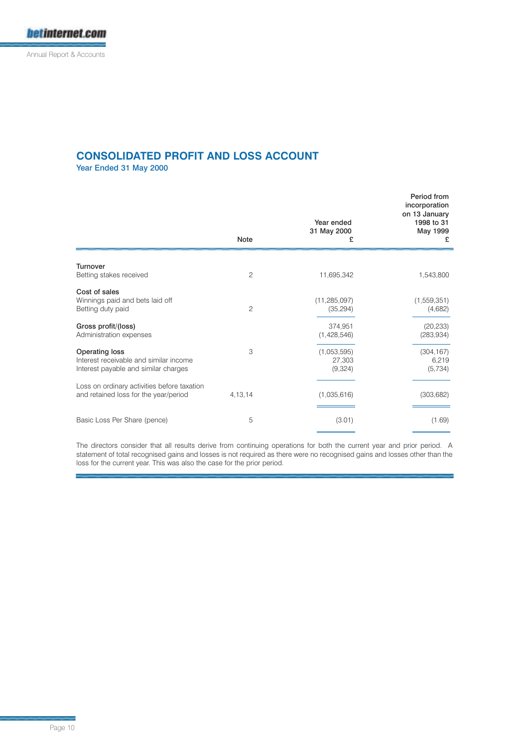# CONSOLIDATED PROFIT AND LOSS ACCOUNT

## Year Ended 31 May 2000

| | Note | Year ended 31 May 2000 £ | Period from incorporation on 13 January 1998 to 31 May 1999 £ |
|---|---|---|---|
| **Turnover** | | | |
| Betting stakes received | 2 | 11,695,342 | 1,543,800 |
| **Cost of sales** | | | |
| Winnings paid and bets laid off | | (11,285,097) | (1,559,351) |
| Betting duty paid | 2 | (35,294) | (4,682) |
| **Gross profit/(loss)** | | 374,951 | (20,233) |
| Administration expenses | | (1,428,546) | (283,934) |
| **Operating loss** | 3 | (1,053,595) | (304,167) |
| Interest receivable and similar income | | 27,303 | 6,219 |
| Interest payable and similar charges | | (9,324) | (5,734) |
| Loss on ordinary activities before taxation and retained loss for the year/period | 4,13,14 | (1,035,616) | (303,682) |
| Basic Loss Per Share (pence) | 5 | (3.01) | (1.69) |

The directors consider that all results derive from continuing operations for both the current year and prior period. A statement of total recognised gains and losses is not required as there were no recognised gains and losses other than the loss for the current year. This was also the case for the prior period.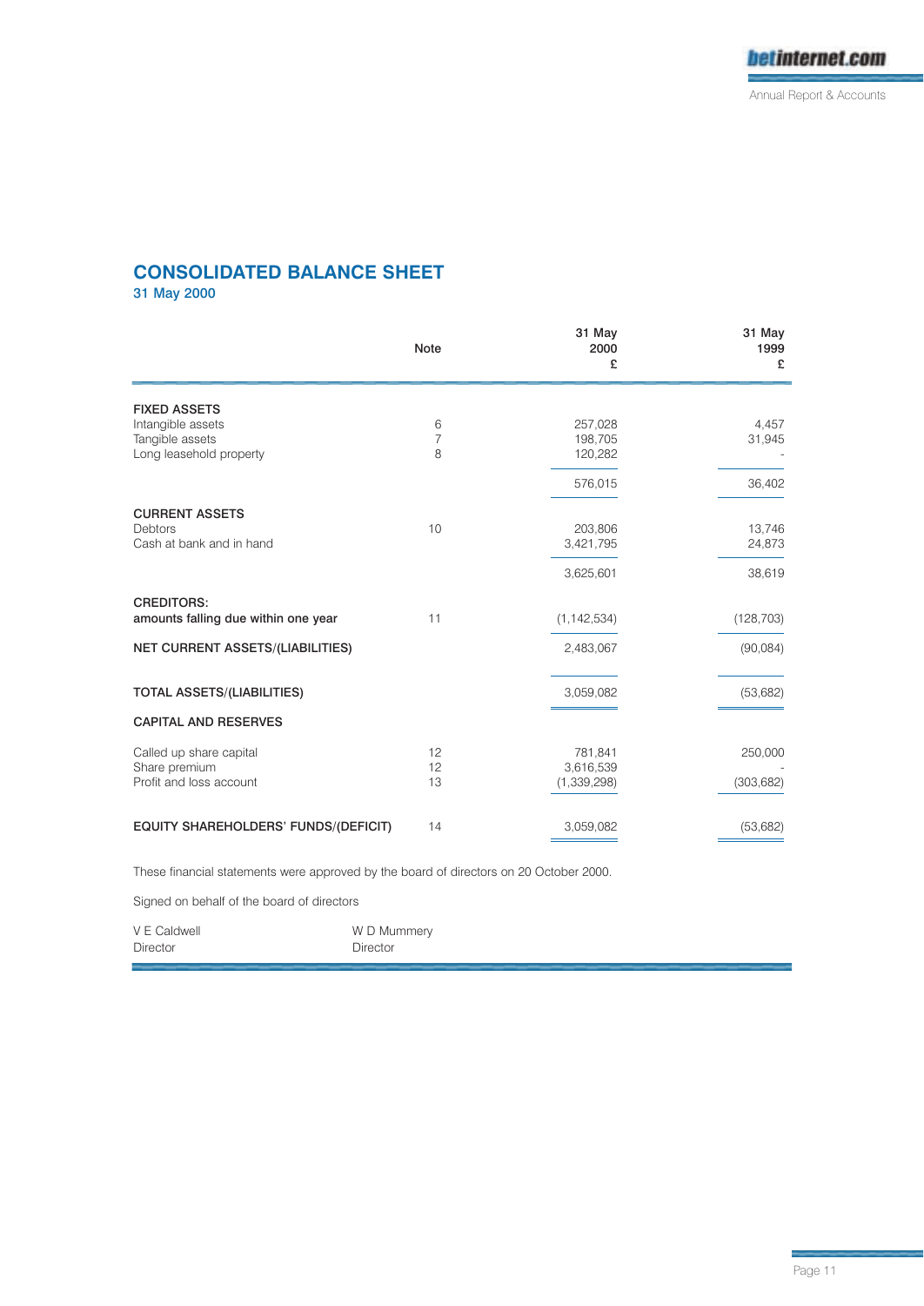# CONSOLIDATED BALANCE SHEET

**31 May 2000**

| | Note | 31 May 2000 £ | 31 May 1999 £ |
|---|---|---|---|
| **FIXED ASSETS** | | | |
| Intangible assets | 6 | 257,028 | 4,457 |
| Tangible assets | 7 | 198,705 | 31,945 |
| Long leasehold property | 8 | 120,282 | - |
| | | 576,015 | 36,402 |
| **CURRENT ASSETS** | | | |
| Debtors | 10 | 203,806 | 13,746 |
| Cash at bank and in hand | | 3,421,795 | 24,873 |
| | | 3,625,601 | 38,619 |
| **CREDITORS:** | | | |
| **amounts falling due within one year** | 11 | (1,142,534) | (128,703) |
| **NET CURRENT ASSETS/(LIABILITIES)** | | 2,483,067 | (90,084) |
| **TOTAL ASSETS/(LIABILITIES)** | | 3,059,082 | (53,682) |
| **CAPITAL AND RESERVES** | | | |
| Called up share capital | 12 | 781,841 | 250,000 |
| Share premium | 12 | 3,616,539 | - |
| Profit and loss account | 13 | (1,339,298) | (303,682) |
| **EQUITY SHAREHOLDERS' FUNDS/(DEFICIT)** | 14 | 3,059,082 | (53,682) |

These financial statements were approved by the board of directors on 20 October 2000.

Signed on behalf of the board of directors

V E Caldwell
Director

W D Mummery
Director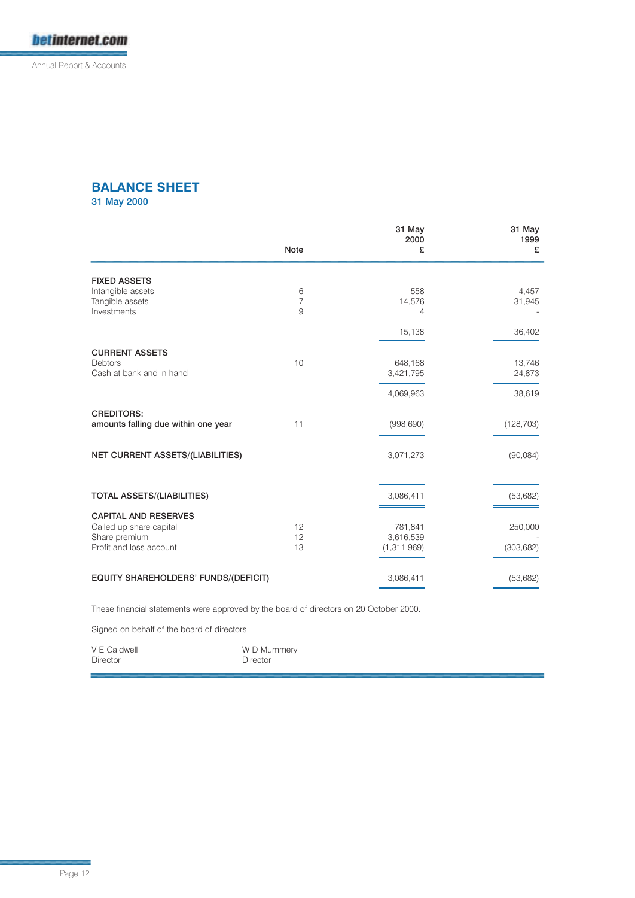# BALANCE SHEET

31 May 2000

| | Note | 31 May 2000 £ | 31 May 1999 £ |
|---|---|---|---|
| **FIXED ASSETS** | | | |
| Intangible assets | 6 | 558 | 4,457 |
| Tangible assets | 7 | 14,576 | 31,945 |
| Investments | 9 | 4 | - |
| | | 15,138 | 36,402 |
| **CURRENT ASSETS** | | | |
| Debtors | 10 | 648,168 | 13,746 |
| Cash at bank and in hand | | 3,421,795 | 24,873 |
| | | 4,069,963 | 38,619 |
| **CREDITORS: amounts falling due within one year** | 11 | (998,690) | (128,703) |
| **NET CURRENT ASSETS/(LIABILITIES)** | | 3,071,273 | (90,084) |
| **TOTAL ASSETS/(LIABILITIES)** | | 3,086,411 | (53,682) |
| **CAPITAL AND RESERVES** | | | |
| Called up share capital | 12 | 781,841 | 250,000 |
| Share premium | 12 | 3,616,539 | - |
| Profit and loss account | 13 | (1,311,969) | (303,682) |
| **EQUITY SHAREHOLDERS' FUNDS/(DEFICIT)** | | 3,086,411 | (53,682) |

These financial statements were approved by the board of directors on 20 October 2000.

Signed on behalf of the board of directors

V E Caldwell
Director

W D Mummery
Director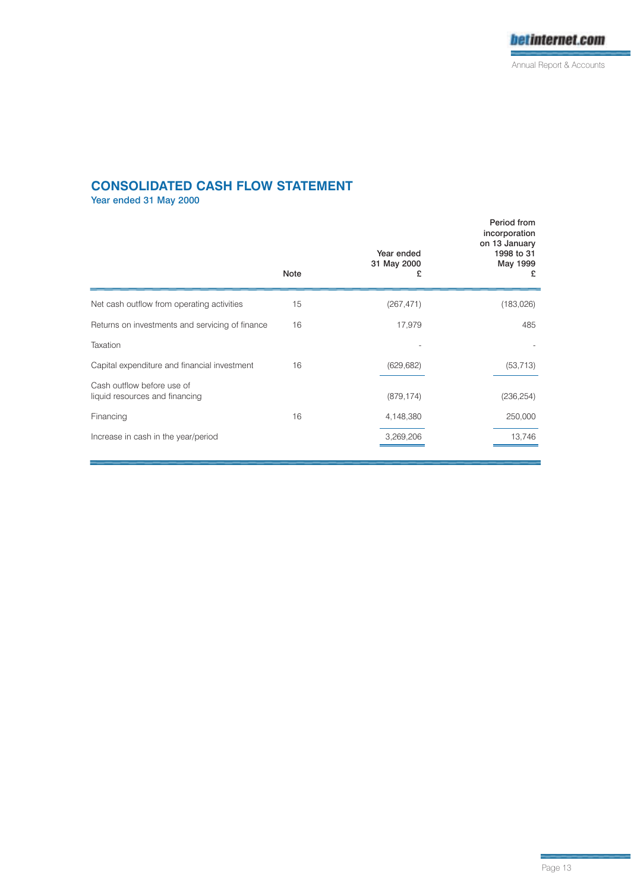## CONSOLIDATED CASH FLOW STATEMENT

**Year ended 31 May 2000**

| | Note | Year ended 31 May 2000 £ | Period from incorporation on 13 January 1998 to 31 May 1999 £ |
|---|---|---|---|
| Net cash outflow from operating activities | 15 | (267,471) | (183,026) |
| Returns on investments and servicing of finance | 16 | 17,979 | 485 |
| Taxation | | - | - |
| Capital expenditure and financial investment | 16 | (629,682) | (53,713) |
| Cash outflow before use of liquid resources and financing | | (879,174) | (236,254) |
| Financing | 16 | 4,148,380 | 250,000 |
| Increase in cash in the year/period | | 3,269,206 | 13,746 |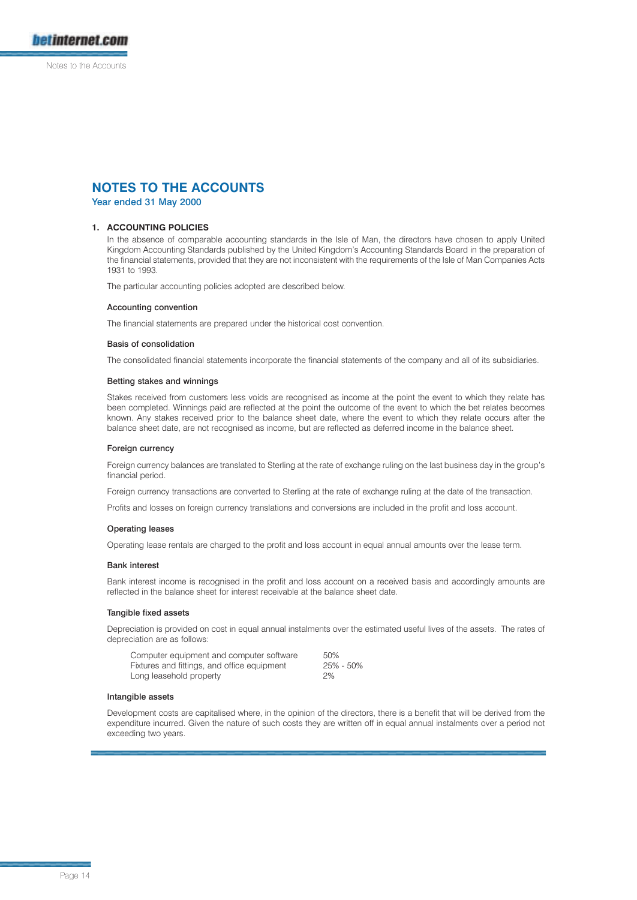# NOTES TO THE ACCOUNTS

Year ended 31 May 2000

## 1. ACCOUNTING POLICIES

In the absence of comparable accounting standards in the Isle of Man, the directors have chosen to apply United Kingdom Accounting Standards published by the United Kingdom's Accounting Standards Board in the preparation of the financial statements, provided that they are not inconsistent with the requirements of the Isle of Man Companies Acts 1931 to 1993.

The particular accounting policies adopted are described below.

### Accounting convention

The financial statements are prepared under the historical cost convention.

### Basis of consolidation

The consolidated financial statements incorporate the financial statements of the company and all of its subsidiaries.

### Betting stakes and winnings

Stakes received from customers less voids are recognised as income at the point the event to which they relate has been completed. Winnings paid are reflected at the point the outcome of the event to which the bet relates becomes known. Any stakes received prior to the balance sheet date, where the event to which they relate occurs after the balance sheet date, are not recognised as income, but are reflected as deferred income in the balance sheet.

### Foreign currency

Foreign currency balances are translated to Sterling at the rate of exchange ruling on the last business day in the group's financial period.

Foreign currency transactions are converted to Sterling at the rate of exchange ruling at the date of the transaction.

Profits and losses on foreign currency translations and conversions are included in the profit and loss account.

### Operating leases

Operating lease rentals are charged to the profit and loss account in equal annual amounts over the lease term.

### Bank interest

Bank interest income is recognised in the profit and loss account on a received basis and accordingly amounts are reflected in the balance sheet for interest receivable at the balance sheet date.

### Tangible fixed assets

Depreciation is provided on cost in equal annual instalments over the estimated useful lives of the assets. The rates of depreciation are as follows:

| | |
|---|---|
| Computer equipment and computer software | 50% |
| Fixtures and fittings, and office equipment | 25% - 50% |
| Long leasehold property | 2% |

### Intangible assets

Development costs are capitalised where, in the opinion of the directors, there is a benefit that will be derived from the expenditure incurred. Given the nature of such costs they are written off in equal annual instalments over a period not exceeding two years.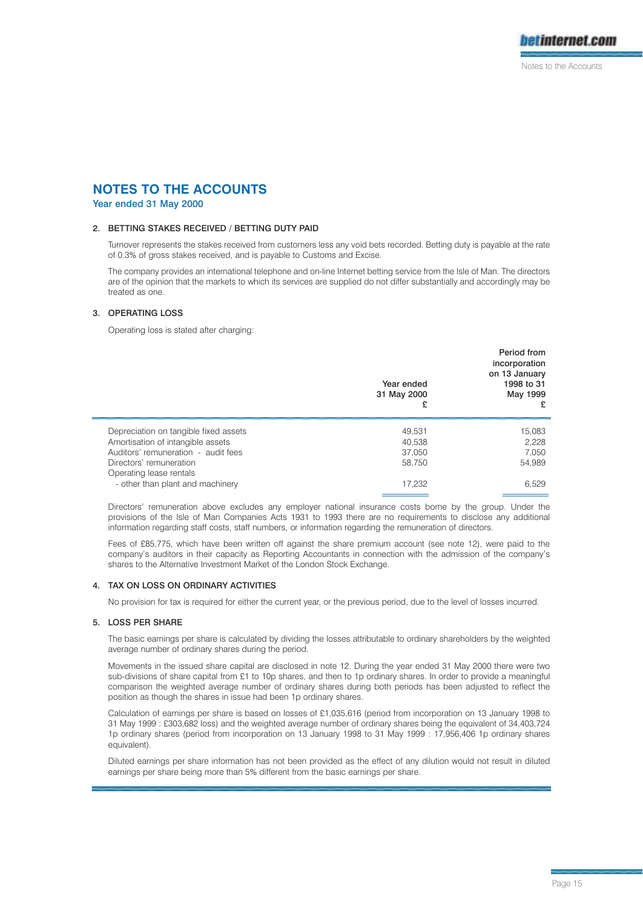# NOTES TO THE ACCOUNTS

Year ended 31 May 2000

### 2. BETTING STAKES RECEIVED / BETTING DUTY PAID

Turnover represents the stakes received from customers less any void bets recorded. Betting duty is payable at the rate of 0.3% of gross stakes received, and is payable to Customs and Excise.

The company provides an international telephone and on-line Internet betting service from the Isle of Man. The directors are of the opinion that the markets to which its services are supplied do not differ substantially and accordingly may be treated as one.

### 3. OPERATING LOSS

Operating loss is stated after charging:

| | Year ended 31 May 2000 £ | Period from incorporation on 13 January 1998 to 31 May 1999 £ |
|---|---|---|
| Depreciation on tangible fixed assets | 49,531 | 15,083 |
| Amortisation of intangible assets | 40,538 | 2,228 |
| Auditors' remuneration - audit fees | 37,050 | 7,050 |
| Directors' remuneration | 58,750 | 54,989 |
| Operating lease rentals | | |
| - other than plant and machinery | 17,232 | 6,529 |

Directors' remuneration above excludes any employer national insurance costs borne by the group. Under the provisions of the Isle of Man Companies Acts 1931 to 1993 there are no requirements to disclose any additional information regarding staff costs, staff numbers, or information regarding the remuneration of directors.

Fees of £85,775, which have been written off against the share premium account (see note 12), were paid to the company's auditors in their capacity as Reporting Accountants in connection with the admission of the company's shares to the Alternative Investment Market of the London Stock Exchange.

### 4. TAX ON LOSS ON ORDINARY ACTIVITIES

No provision for tax is required for either the current year, or the previous period, due to the level of losses incurred.

### 5. LOSS PER SHARE

The basic earnings per share is calculated by dividing the losses attributable to ordinary shareholders by the weighted average number of ordinary shares during the period.

Movements in the issued share capital are disclosed in note 12. During the year ended 31 May 2000 there were two sub-divisions of share capital from £1 to 10p shares, and then to 1p ordinary shares. In order to provide a meaningful comparison the weighted average number of ordinary shares during both periods has been adjusted to reflect the position as though the shares in issue had been 1p ordinary shares.

Calculation of earnings per share is based on losses of £1,035,616 (period from incorporation on 13 January 1998 to 31 May 1999 : £303,682 loss) and the weighted average number of ordinary shares being the equivalent of 34,403,724 1p ordinary shares (period from incorporation on 13 January 1998 to 31 May 1999 : 17,956,406 1p ordinary shares equivalent).

Diluted earnings per share information has not been provided as the effect of any dilution would not result in diluted earnings per share being more than 5% different from the basic earnings per share.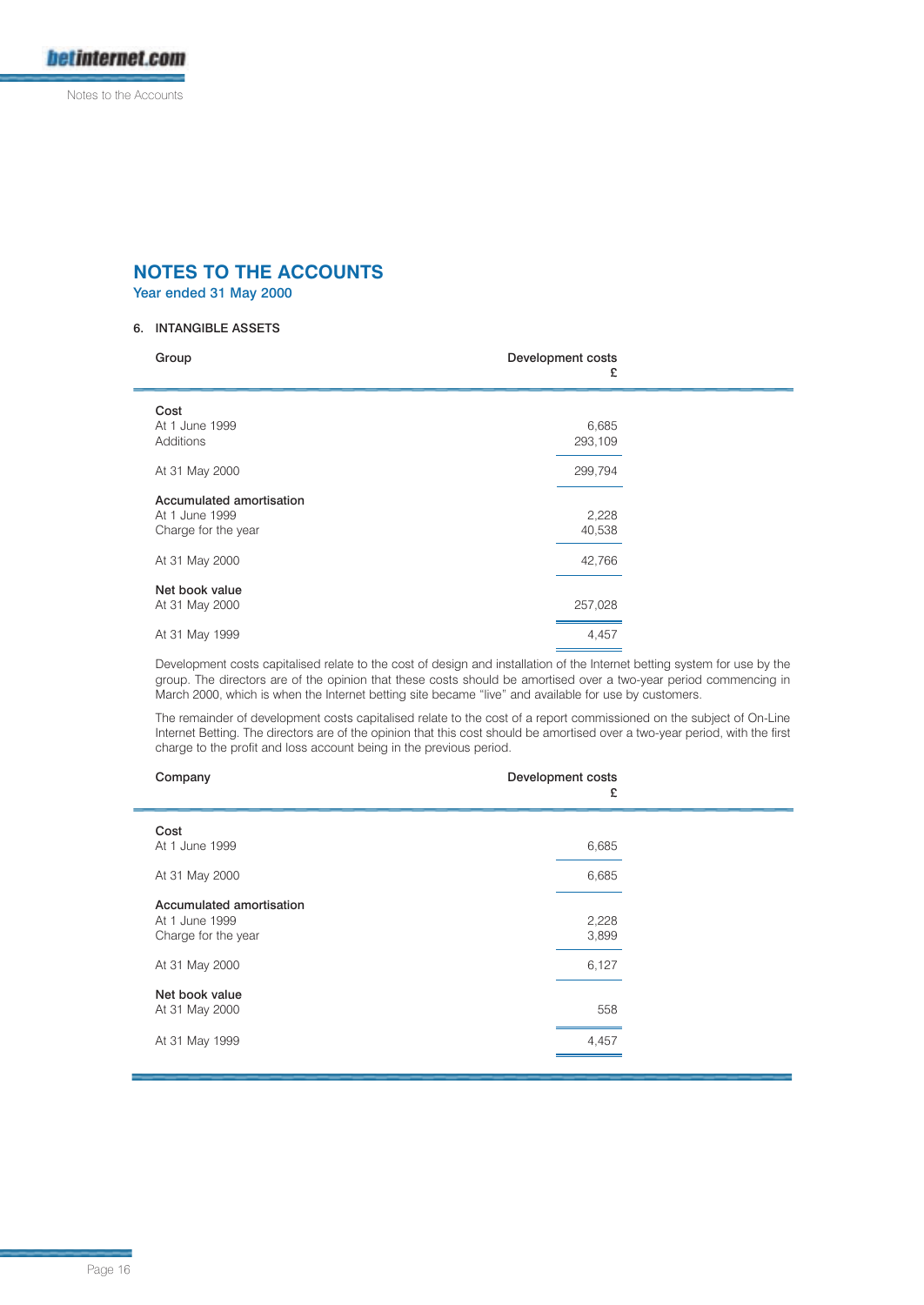# NOTES TO THE ACCOUNTS

Year ended 31 May 2000

### 6. INTANGIBLE ASSETS

| Group | Development costs £ |
|---|---|
| **Cost** | |
| At 1 June 1999 | 6,685 |
| Additions | 293,109 |
| At 31 May 2000 | 299,794 |
| **Accumulated amortisation** | |
| At 1 June 1999 | 2,228 |
| Charge for the year | 40,538 |
| At 31 May 2000 | 42,766 |
| **Net book value** | |
| At 31 May 2000 | 257,028 |
| At 31 May 1999 | 4,457 |

Development costs capitalised relate to the cost of design and installation of the Internet betting system for use by the group. The directors are of the opinion that these costs should be amortised over a two-year period commencing in March 2000, which is when the Internet betting site became "live" and available for use by customers.

The remainder of development costs capitalised relate to the cost of a report commissioned on the subject of On-Line Internet Betting. The directors are of the opinion that this cost should be amortised over a two-year period, with the first charge to the profit and loss account being in the previous period.

| Company | Development costs £ |
|---|---|
| **Cost** | |
| At 1 June 1999 | 6,685 |
| At 31 May 2000 | 6,685 |
| **Accumulated amortisation** | |
| At 1 June 1999 | 2,228 |
| Charge for the year | 3,899 |
| At 31 May 2000 | 6,127 |
| **Net book value** | |
| At 31 May 2000 | 558 |
| At 31 May 1999 | 4,457 |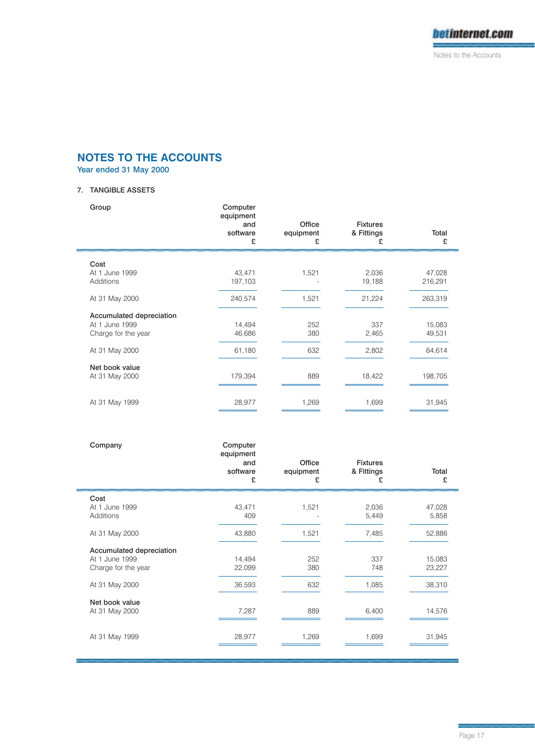# NOTES TO THE ACCOUNTS

Year ended 31 May 2000

### 7. TANGIBLE ASSETS

| Group | Computer equipment and software £ | Office equipment £ | Fixtures & Fittings £ | Total £ |
|---|---|---|---|---|
| **Cost** | | | | |
| At 1 June 1999 | 43,471 | 1,521 | 2,036 | 47,028 |
| Additions | 197,103 | - | 19,188 | 216,291 |
| At 31 May 2000 | 240,574 | 1,521 | 21,224 | 263,319 |
| **Accumulated depreciation** | | | | |
| At 1 June 1999 | 14,494 | 252 | 337 | 15,083 |
| Charge for the year | 46,686 | 380 | 2,465 | 49,531 |
| At 31 May 2000 | 61,180 | 632 | 2,802 | 64,614 |
| **Net book value** | | | | |
| At 31 May 2000 | 179,394 | 889 | 18,422 | 198,705 |
| At 31 May 1999 | 28,977 | 1,269 | 1,699 | 31,945 |

| Company | Computer equipment and software £ | Office equipment £ | Fixtures & Fittings £ | Total £ |
|---|---|---|---|---|
| **Cost** | | | | |
| At 1 June 1999 | 43,471 | 1,521 | 2,036 | 47,028 |
| Additions | 409 | - | 5,449 | 5,858 |
| At 31 May 2000 | 43,880 | 1,521 | 7,485 | 52,886 |
| **Accumulated depreciation** | | | | |
| At 1 June 1999 | 14,494 | 252 | 337 | 15,083 |
| Charge for the year | 22,099 | 380 | 748 | 23,227 |
| At 31 May 2000 | 36,593 | 632 | 1,085 | 38,310 |
| **Net book value** | | | | |
| At 31 May 2000 | 7,287 | 889 | 6,400 | 14,576 |
| At 31 May 1999 | 28,977 | 1,269 | 1,699 | 31,945 |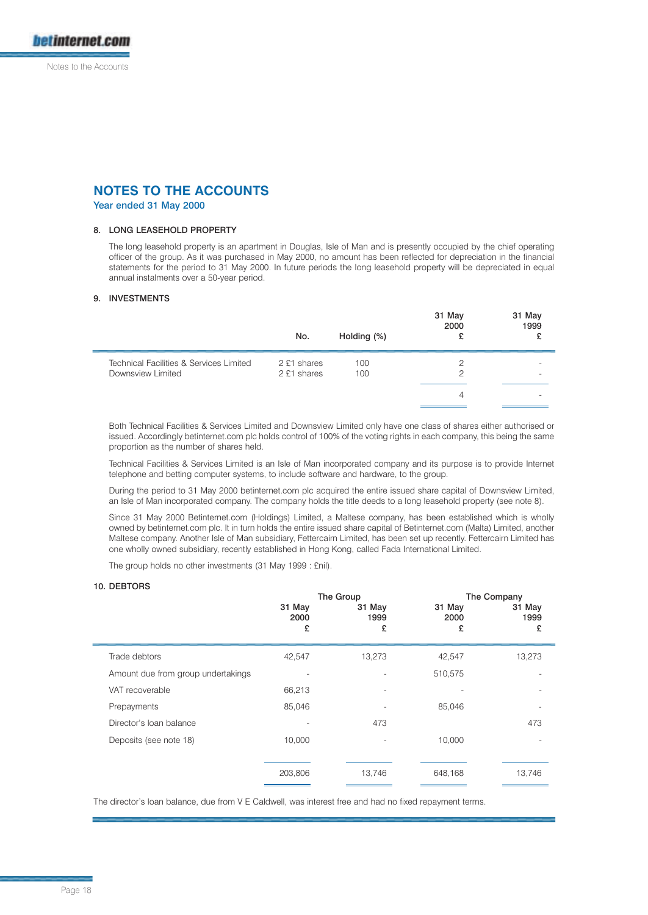# NOTES TO THE ACCOUNTS

## Year ended 31 May 2000

### 8. LONG LEASEHOLD PROPERTY

The long leasehold property is an apartment in Douglas, Isle of Man and is presently occupied by the chief operating officer of the group. As it was purchased in May 2000, no amount has been reflected for depreciation in the financial statements for the period to 31 May 2000. In future periods the long leasehold property will be depreciated in equal annual instalments over a 50-year period.

### 9. INVESTMENTS

| | No. | Holding (%) | 31 May 2000 £ | 31 May 1999 £ |
|---|---|---|---|---|
| Technical Facilities & Services Limited | 2 £1 shares | 100 | 2 | - |
| Downsview Limited | 2 £1 shares | 100 | 2 | - |
| | | | 4 | - |

Both Technical Facilities & Services Limited and Downsview Limited only have one class of shares either authorised or issued. Accordingly betinternet.com plc holds control of 100% of the voting rights in each company, this being the same proportion as the number of shares held.

Technical Facilities & Services Limited is an Isle of Man incorporated company and its purpose is to provide Internet telephone and betting computer systems, to include software and hardware, to the group.

During the period to 31 May 2000 betinternet.com plc acquired the entire issued share capital of Downsview Limited, an Isle of Man incorporated company. The company holds the title deeds to a long leasehold property (see note 8).

Since 31 May 2000 Betinternet.com (Holdings) Limited, a Maltese company, has been established which is wholly owned by betinternet.com plc. It in turn holds the entire issued share capital of Betinternet.com (Malta) Limited, another Maltese company. Another Isle of Man subsidiary, Fettercairn Limited, has been set up recently. Fettercairn Limited has one wholly owned subsidiary, recently established in Hong Kong, called Fada International Limited.

The group holds no other investments (31 May 1999 : £nil).

### 10. DEBTORS

| | The Group | | The Company | |
|---|---|---|---|---|
| | 31 May 2000 £ | 31 May 1999 £ | 31 May 2000 £ | 31 May 1999 £ |
| Trade debtors | 42,547 | 13,273 | 42,547 | 13,273 |
| Amount due from group undertakings | - | - | 510,575 | - |
| VAT recoverable | 66,213 | - | - | - |
| Prepayments | 85,046 | - | 85,046 | - |
| Director's loan balance | - | 473 | | 473 |
| Deposits (see note 18) | 10,000 | - | 10,000 | - |
| | 203,806 | 13,746 | 648,168 | 13,746 |

The director's loan balance, due from V E Caldwell, was interest free and had no fixed repayment terms.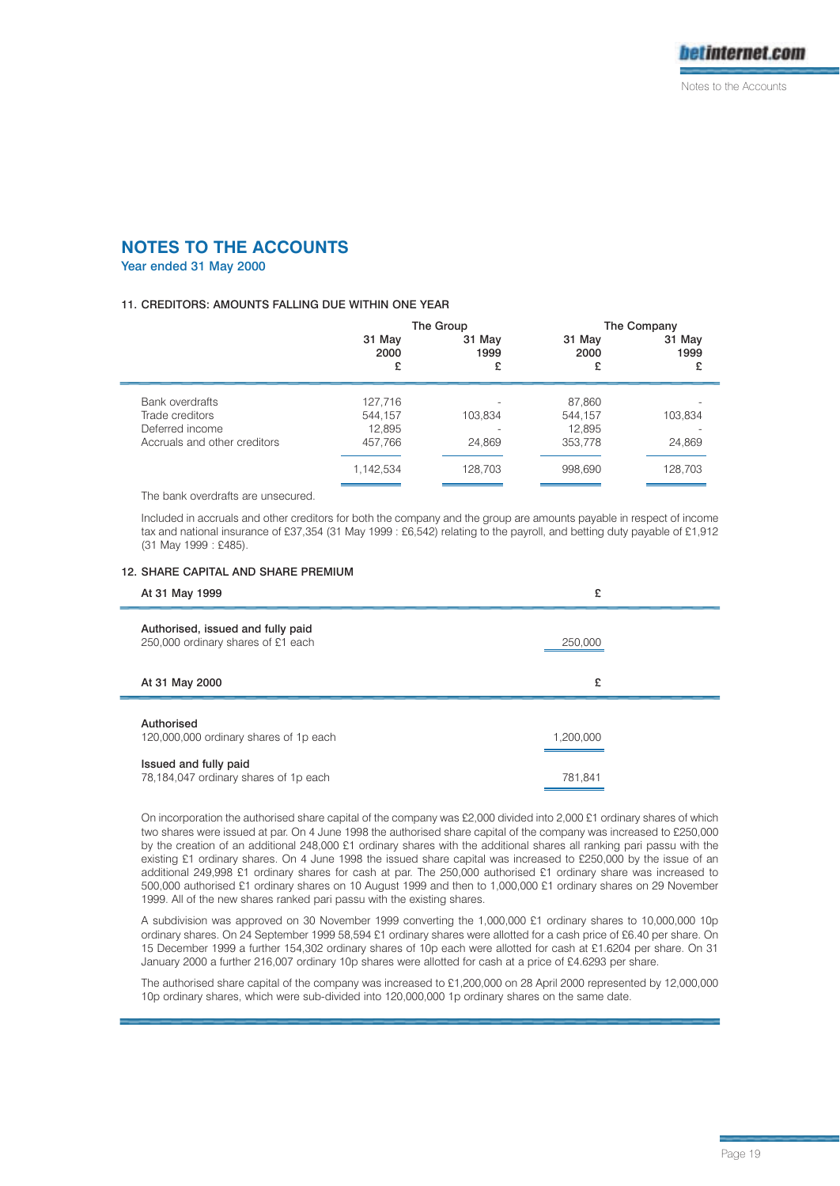# NOTES TO THE ACCOUNTS

**Year ended 31 May 2000**

### 11. CREDITORS: AMOUNTS FALLING DUE WITHIN ONE YEAR

| | The Group | | The Company | |
|---|---|---|---|---|
| | 31 May 2000 £ | 31 May 1999 £ | 31 May 2000 £ | 31 May 1999 £ |
| Bank overdrafts | 127,716 | - | 87,860 | - |
| Trade creditors | 544,157 | 103,834 | 544,157 | 103,834 |
| Deferred income | 12,895 | - | 12,895 | - |
| Accruals and other creditors | 457,766 | 24,869 | 353,778 | 24,869 |
| | 1,142,534 | 128,703 | 998,690 | 128,703 |

The bank overdrafts are unsecured.

Included in accruals and other creditors for both the company and the group are amounts payable in respect of income tax and national insurance of £37,354 (31 May 1999 : £6,542) relating to the payroll, and betting duty payable of £1,912 (31 May 1999 : £485).

### 12. SHARE CAPITAL AND SHARE PREMIUM

| At 31 May 1999 | £ |
|---|---|
| **Authorised, issued and fully paid** | |
| 250,000 ordinary shares of £1 each | 250,000 |

| At 31 May 2000 | £ |
|---|---|
| **Authorised** | |
| 120,000,000 ordinary shares of 1p each | 1,200,000 |
| **Issued and fully paid** | |
| 78,184,047 ordinary shares of 1p each | 781,841 |

On incorporation the authorised share capital of the company was £2,000 divided into 2,000 £1 ordinary shares of which two shares were issued at par. On 4 June 1998 the authorised share capital of the company was increased to £250,000 by the creation of an additional 248,000 £1 ordinary shares with the additional shares all ranking pari passu with the existing £1 ordinary shares. On 4 June 1998 the issued share capital was increased to £250,000 by the issue of an additional 249,998 £1 ordinary shares for cash at par. The 250,000 authorised £1 ordinary share was increased to 500,000 authorised £1 ordinary shares on 10 August 1999 and then to 1,000,000 £1 ordinary shares on 29 November 1999. All of the new shares ranked pari passu with the existing shares.

A subdivision was approved on 30 November 1999 converting the 1,000,000 £1 ordinary shares to 10,000,000 10p ordinary shares. On 24 September 1999 58,594 £1 ordinary shares were allotted for a cash price of £6.40 per share. On 15 December 1999 a further 154,302 ordinary shares of 10p each were allotted for cash at £1.6204 per share. On 31 January 2000 a further 216,007 ordinary 10p shares were allotted for cash at a price of £4.6293 per share.

The authorised share capital of the company was increased to £1,200,000 on 28 April 2000 represented by 12,000,000 10p ordinary shares, which were sub-divided into 120,000,000 1p ordinary shares on the same date.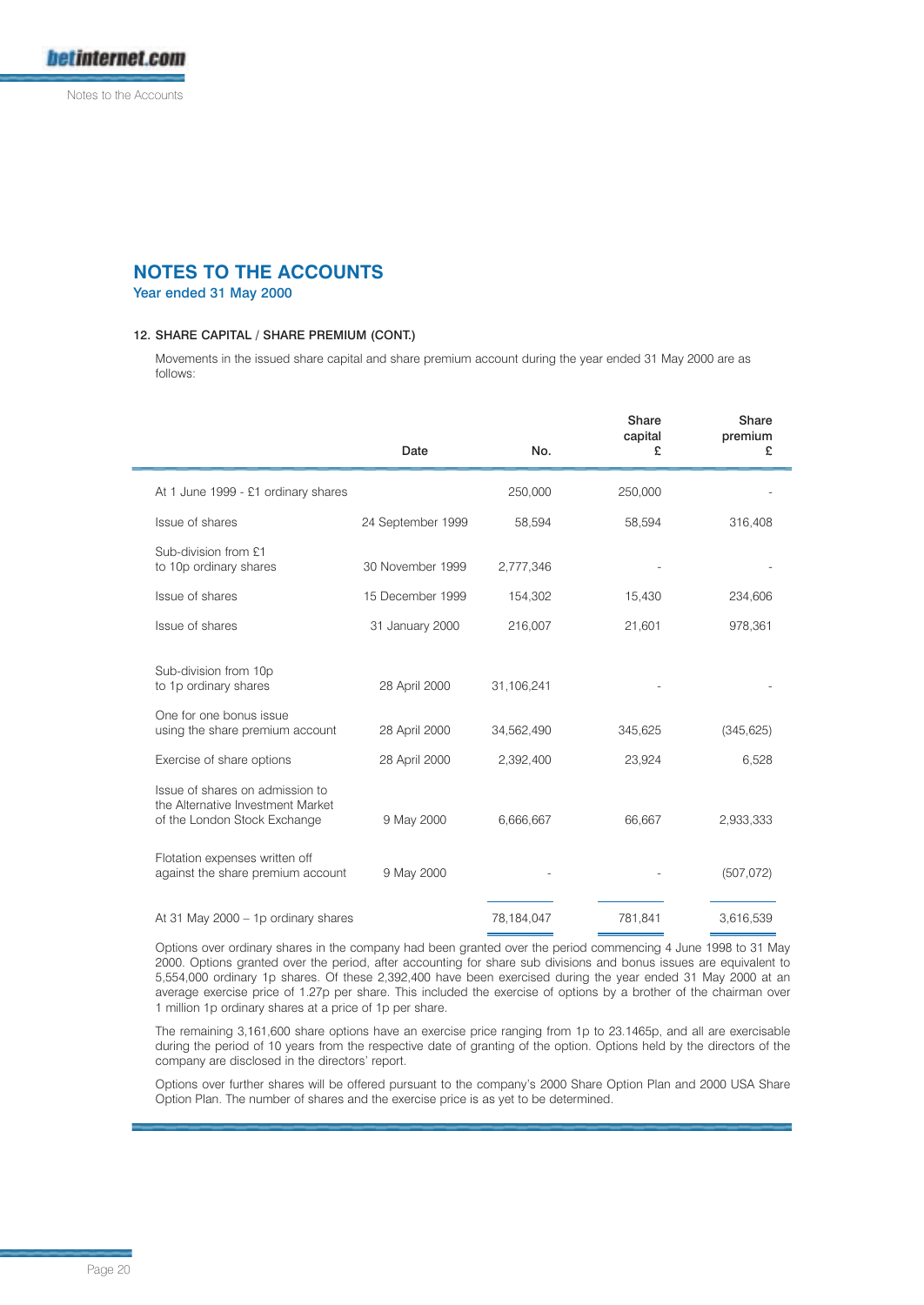# NOTES TO THE ACCOUNTS

**Year ended 31 May 2000**

### 12. SHARE CAPITAL / SHARE PREMIUM (CONT.)

Movements in the issued share capital and share premium account during the year ended 31 May 2000 are as follows:

| | Date | No. | Share capital £ | Share premium £ |
|---|---|---|---|---|
| At 1 June 1999 - £1 ordinary shares | | 250,000 | 250,000 | - |
| Issue of shares | 24 September 1999 | 58,594 | 58,594 | 316,408 |
| Sub-division from £1 to 10p ordinary shares | 30 November 1999 | 2,777,346 | - | - |
| Issue of shares | 15 December 1999 | 154,302 | 15,430 | 234,606 |
| Issue of shares | 31 January 2000 | 216,007 | 21,601 | 978,361 |
| Sub-division from 10p to 1p ordinary shares | 28 April 2000 | 31,106,241 | - | - |
| One for one bonus issue using the share premium account | 28 April 2000 | 34,562,490 | 345,625 | (345,625) |
| Exercise of share options | 28 April 2000 | 2,392,400 | 23,924 | 6,528 |
| Issue of shares on admission to the Alternative Investment Market of the London Stock Exchange | 9 May 2000 | 6,666,667 | 66,667 | 2,933,333 |
| Flotation expenses written off against the share premium account | 9 May 2000 | - | - | (507,072) |
| At 31 May 2000 – 1p ordinary shares | | 78,184,047 | 781,841 | 3,616,539 |

Options over ordinary shares in the company had been granted over the period commencing 4 June 1998 to 31 May 2000. Options granted over the period, after accounting for share sub divisions and bonus issues are equivalent to 5,554,000 ordinary 1p shares. Of these 2,392,400 have been exercised during the year ended 31 May 2000 at an average exercise price of 1.27p per share. This included the exercise of options by a brother of the chairman over 1 million 1p ordinary shares at a price of 1p per share.

The remaining 3,161,600 share options have an exercise price ranging from 1p to 23.1465p, and all are exercisable during the period of 10 years from the respective date of granting of the option. Options held by the directors of the company are disclosed in the directors' report.

Options over further shares will be offered pursuant to the company's 2000 Share Option Plan and 2000 USA Share Option Plan. The number of shares and the exercise price is as yet to be determined.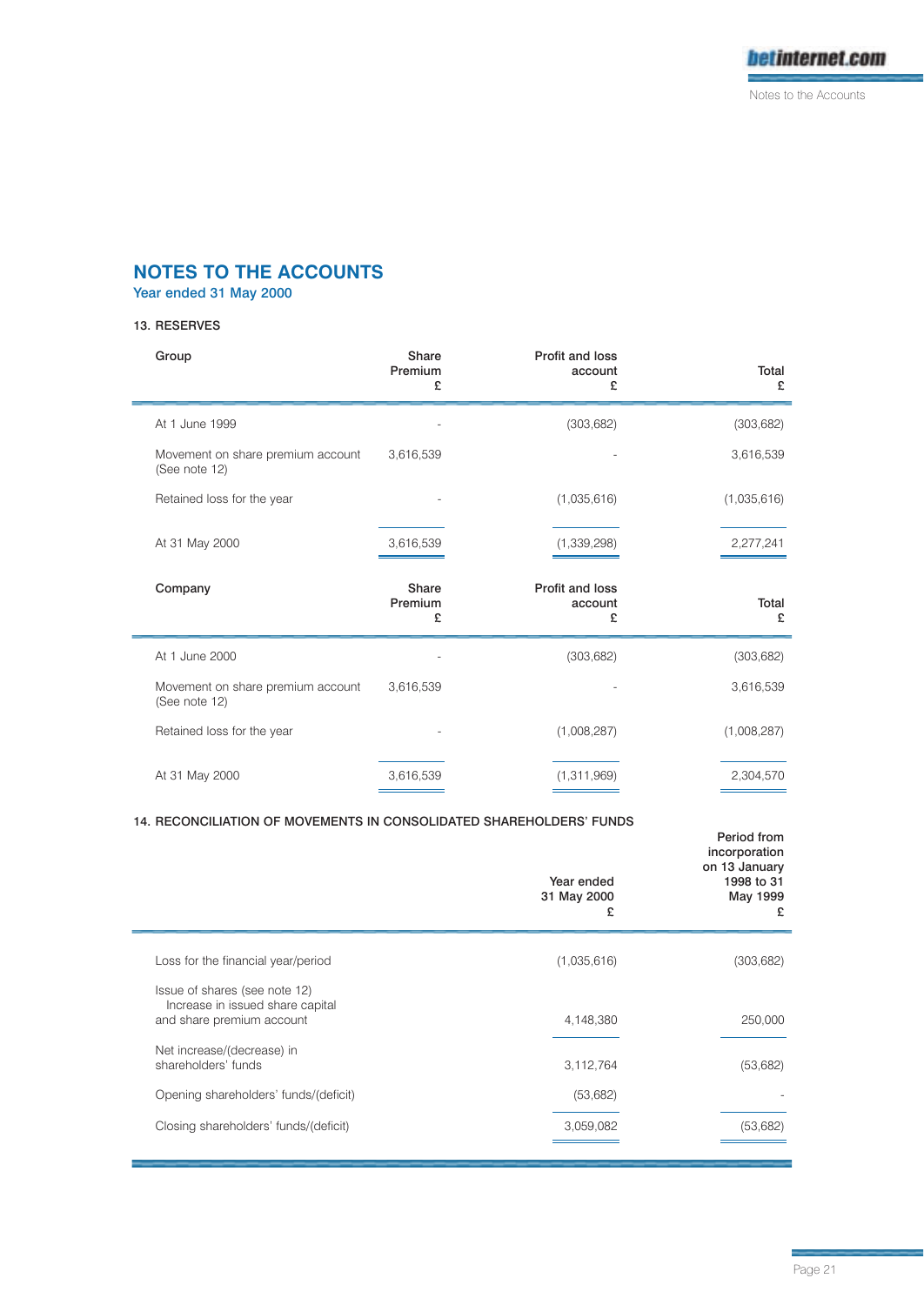# NOTES TO THE ACCOUNTS

## Year ended 31 May 2000

### 13. RESERVES

| Group | Share Premium £ | Profit and loss account £ | Total £ |
|---|---|---|---|
| At 1 June 1999 | - | (303,682) | (303,682) |
| Movement on share premium account (See note 12) | 3,616,539 | - | 3,616,539 |
| Retained loss for the year | - | (1,035,616) | (1,035,616) |
| At 31 May 2000 | 3,616,539 | (1,339,298) | 2,277,241 |

| Company | Share Premium £ | Profit and loss account £ | Total £ |
|---|---|---|---|
| At 1 June 2000 | - | (303,682) | (303,682) |
| Movement on share premium account (See note 12) | 3,616,539 | - | 3,616,539 |
| Retained loss for the year | - | (1,008,287) | (1,008,287) |
| At 31 May 2000 | 3,616,539 | (1,311,969) | 2,304,570 |

### 14. RECONCILIATION OF MOVEMENTS IN CONSOLIDATED SHAREHOLDERS' FUNDS

| | Year ended 31 May 2000 £ | Period from incorporation on 13 January 1998 to 31 May 1999 £ |
|---|---|---|
| Loss for the financial year/period | (1,035,616) | (303,682) |
| Issue of shares (see note 12) Increase in issued share capital and share premium account | 4,148,380 | 250,000 |
| Net increase/(decrease) in shareholders' funds | 3,112,764 | (53,682) |
| Opening shareholders' funds/(deficit) | (53,682) | - |
| Closing shareholders' funds/(deficit) | 3,059,082 | (53,682) |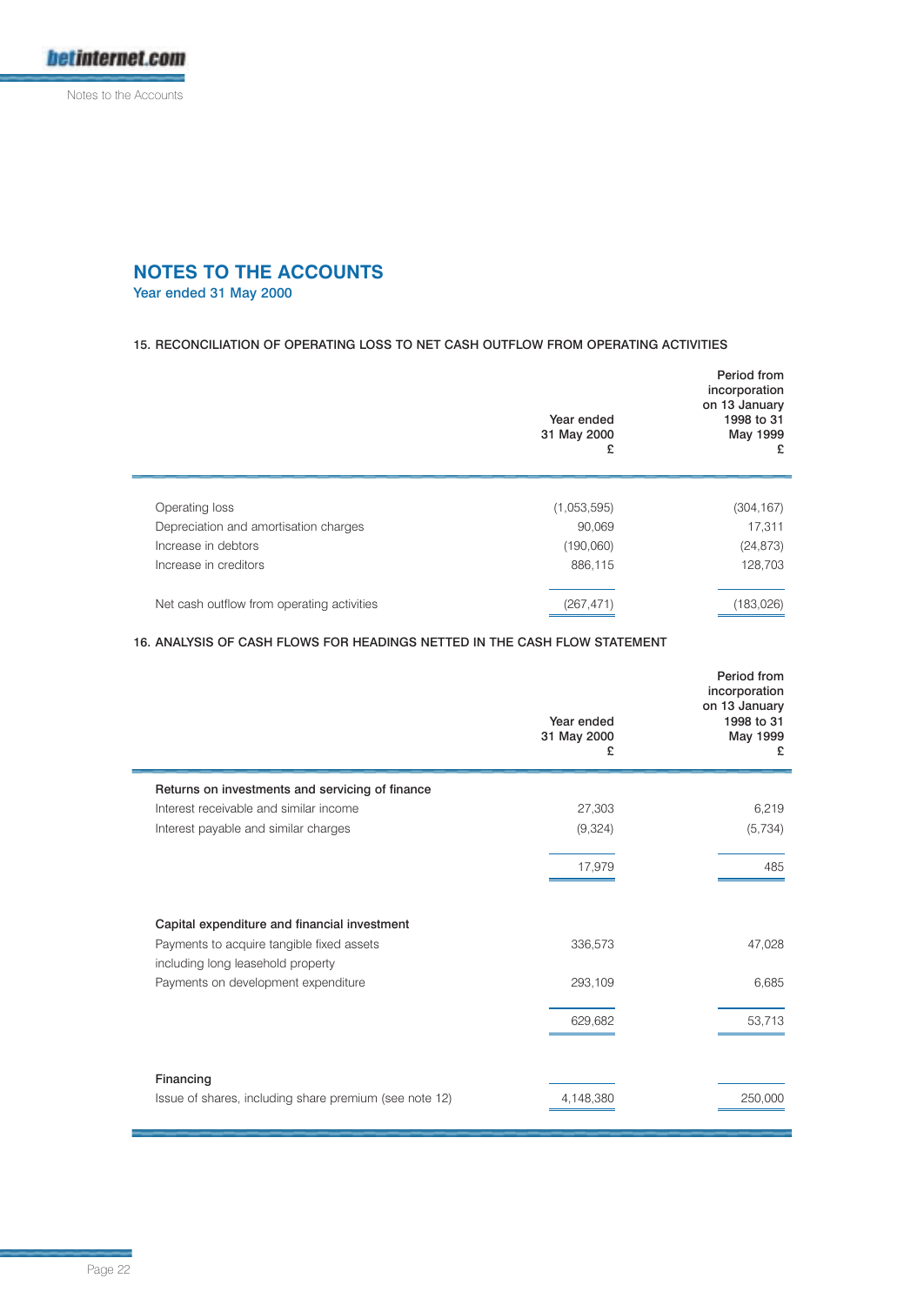# NOTES TO THE ACCOUNTS

Year ended 31 May 2000

## 15. RECONCILIATION OF OPERATING LOSS TO NET CASH OUTFLOW FROM OPERATING ACTIVITIES

| | Year ended 31 May 2000 £ | Period from incorporation on 13 January 1998 to 31 May 1999 £ |
|---|---|---|
| Operating loss | (1,053,595) | (304,167) |
| Depreciation and amortisation charges | 90,069 | 17,311 |
| Increase in debtors | (190,060) | (24,873) |
| Increase in creditors | 886,115 | 128,703 |
| Net cash outflow from operating activities | (267,471) | (183,026) |

## 16. ANALYSIS OF CASH FLOWS FOR HEADINGS NETTED IN THE CASH FLOW STATEMENT

| | Year ended 31 May 2000 £ | Period from incorporation on 13 January 1998 to 31 May 1999 £ |
|---|---|---|
| **Returns on investments and servicing of finance** | | |
| Interest receivable and similar income | 27,303 | 6,219 |
| Interest payable and similar charges | (9,324) | (5,734) |
| | 17,979 | 485 |
| **Capital expenditure and financial investment** | | |
| Payments to acquire tangible fixed assets including long leasehold property | 336,573 | 47,028 |
| Payments on development expenditure | 293,109 | 6,685 |
| | 629,682 | 53,713 |
| **Financing** | | |
| Issue of shares, including share premium (see note 12) | 4,148,380 | 250,000 |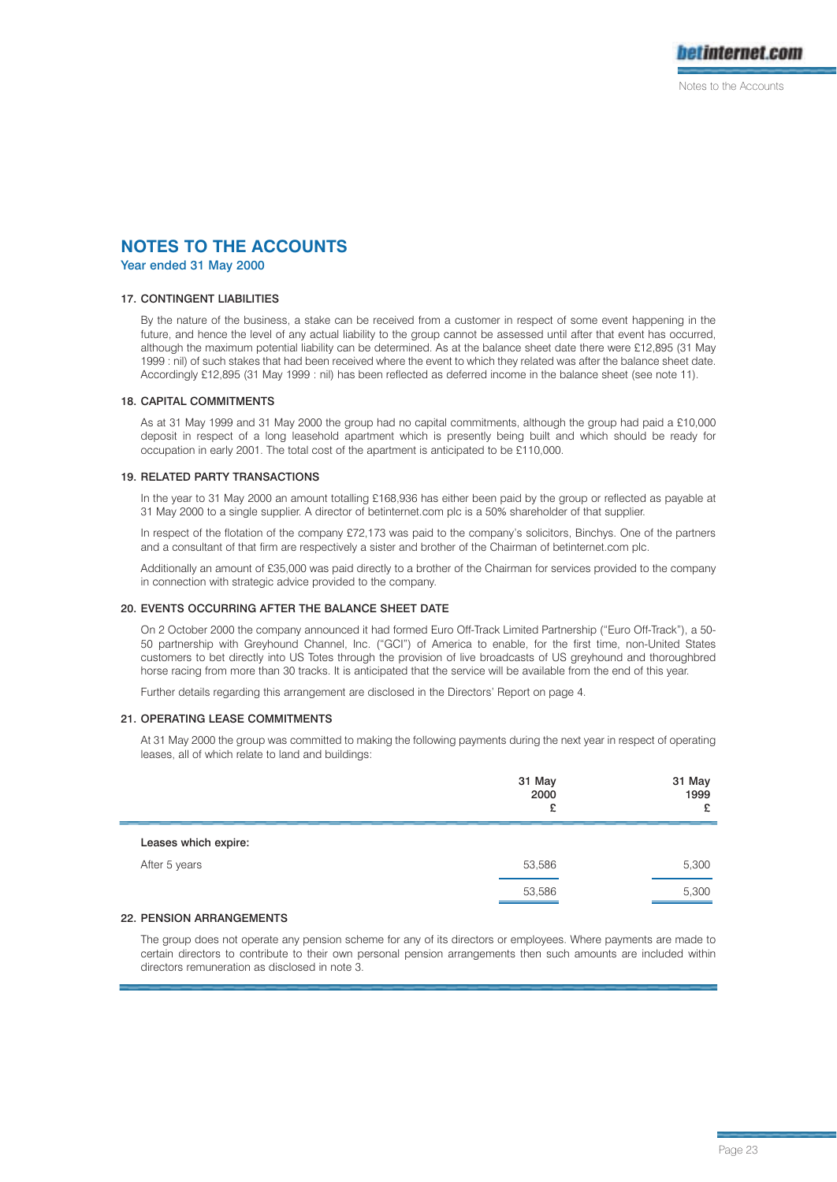# NOTES TO THE ACCOUNTS

**Year ended 31 May 2000**

### 17. CONTINGENT LIABILITIES

By the nature of the business, a stake can be received from a customer in respect of some event happening in the future, and hence the level of any actual liability to the group cannot be assessed until after that event has occurred, although the maximum potential liability can be determined. As at the balance sheet date there were £12,895 (31 May 1999 : nil) of such stakes that had been received where the event to which they related was after the balance sheet date. Accordingly £12,895 (31 May 1999 : nil) has been reflected as deferred income in the balance sheet (see note 11).

### 18. CAPITAL COMMITMENTS

As at 31 May 1999 and 31 May 2000 the group had no capital commitments, although the group had paid a £10,000 deposit in respect of a long leasehold apartment which is presently being built and which should be ready for occupation in early 2001. The total cost of the apartment is anticipated to be £110,000.

### 19. RELATED PARTY TRANSACTIONS

In the year to 31 May 2000 an amount totalling £168,936 has either been paid by the group or reflected as payable at 31 May 2000 to a single supplier. A director of betinternet.com plc is a 50% shareholder of that supplier.

In respect of the flotation of the company £72,173 was paid to the company's solicitors, Binchys. One of the partners and a consultant of that firm are respectively a sister and brother of the Chairman of betinternet.com plc.

Additionally an amount of £35,000 was paid directly to a brother of the Chairman for services provided to the company in connection with strategic advice provided to the company.

### 20. EVENTS OCCURRING AFTER THE BALANCE SHEET DATE

On 2 October 2000 the company announced it had formed Euro Off-Track Limited Partnership ("Euro Off-Track"), a 50-50 partnership with Greyhound Channel, Inc. ("GCI") of America to enable, for the first time, non-United States customers to bet directly into US Totes through the provision of live broadcasts of US greyhound and thoroughbred horse racing from more than 30 tracks. It is anticipated that the service will be available from the end of this year.

Further details regarding this arrangement are disclosed in the Directors' Report on page 4.

### 21. OPERATING LEASE COMMITMENTS

At 31 May 2000 the group was committed to making the following payments during the next year in respect of operating leases, all of which relate to land and buildings:

| | 31 May 2000 £ | 31 May 1999 £ |
|---|---|---|
| **Leases which expire:** | | |
| After 5 years | 53,586 | 5,300 |
| | 53,586 | 5,300 |

### 22. PENSION ARRANGEMENTS

The group does not operate any pension scheme for any of its directors or employees. Where payments are made to certain directors to contribute to their own personal pension arrangements then such amounts are included within directors remuneration as disclosed in note 3.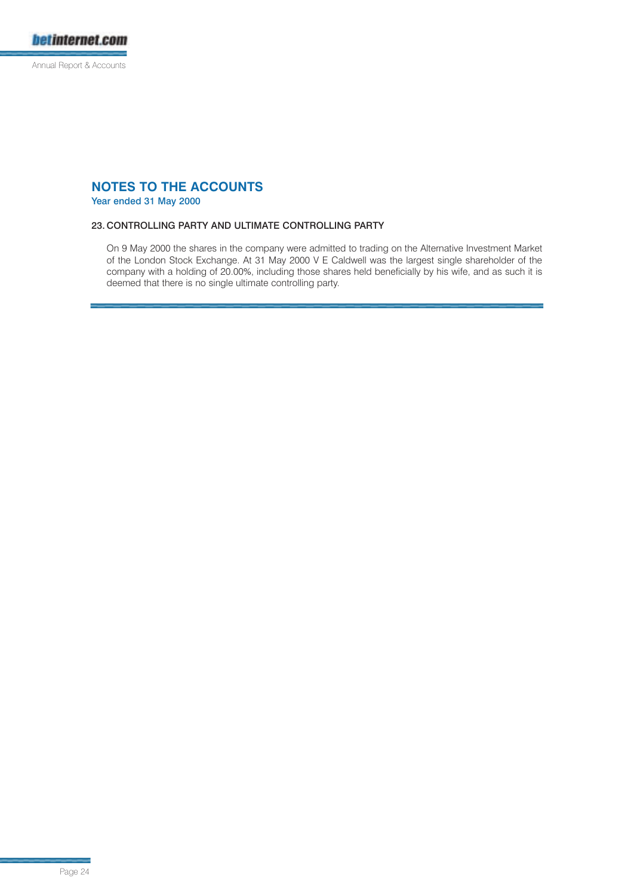## NOTES TO THE ACCOUNTS

**Year ended 31 May 2000**

### 23. CONTROLLING PARTY AND ULTIMATE CONTROLLING PARTY

On 9 May 2000 the shares in the company were admitted to trading on the Alternative Investment Market of the London Stock Exchange. At 31 May 2000 V E Caldwell was the largest single shareholder of the company with a holding of 20.00%, including those shares held beneficially by his wife, and as such it is deemed that there is no single ultimate controlling party.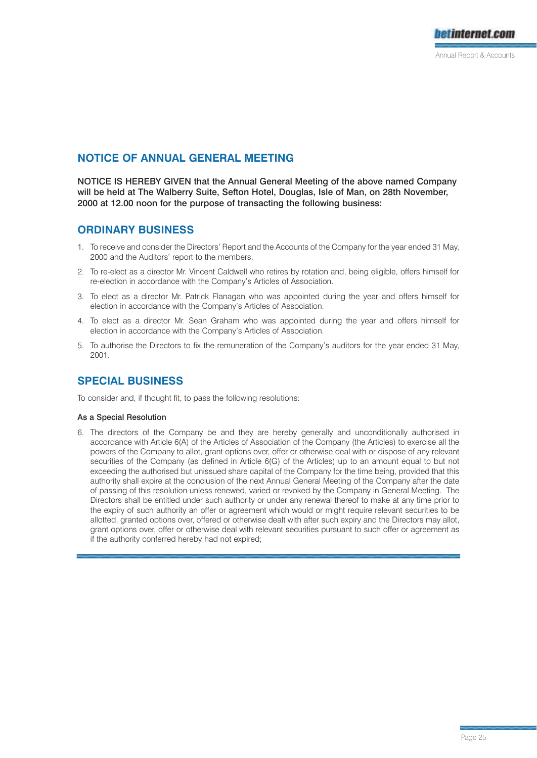## NOTICE OF ANNUAL GENERAL MEETING

**NOTICE IS HEREBY GIVEN that the Annual General Meeting of the above named Company will be held at The Walberry Suite, Sefton Hotel, Douglas, Isle of Man, on 28th November, 2000 at 12.00 noon for the purpose of transacting the following business:**

## ORDINARY BUSINESS

1. To receive and consider the Directors' Report and the Accounts of the Company for the year ended 31 May, 2000 and the Auditors' report to the members.
2. To re-elect as a director Mr. Vincent Caldwell who retires by rotation and, being eligible, offers himself for re-election in accordance with the Company's Articles of Association.
3. To elect as a director Mr. Patrick Flanagan who was appointed during the year and offers himself for election in accordance with the Company's Articles of Association.
4. To elect as a director Mr. Sean Graham who was appointed during the year and offers himself for election in accordance with the Company's Articles of Association.
5. To authorise the Directors to fix the remuneration of the Company's auditors for the year ended 31 May, 2001.

## SPECIAL BUSINESS

To consider and, if thought fit, to pass the following resolutions:

**As a Special Resolution**

6. The directors of the Company be and they are hereby generally and unconditionally authorised in accordance with Article 6(A) of the Articles of Association of the Company (the Articles) to exercise all the powers of the Company to allot, grant options over, offer or otherwise deal with or dispose of any relevant securities of the Company (as defined in Article 6(G) of the Articles) up to an amount equal to but not exceeding the authorised but unissued share capital of the Company for the time being, provided that this authority shall expire at the conclusion of the next Annual General Meeting of the Company after the date of passing of this resolution unless renewed, varied or revoked by the Company in General Meeting. The Directors shall be entitled under such authority or under any renewal thereof to make at any time prior to the expiry of such authority an offer or agreement which would or might require relevant securities to be allotted, granted options over, offered or otherwise dealt with after such expiry and the Directors may allot, grant options over, offer or otherwise deal with relevant securities pursuant to such offer or agreement as if the authority conferred hereby had not expired;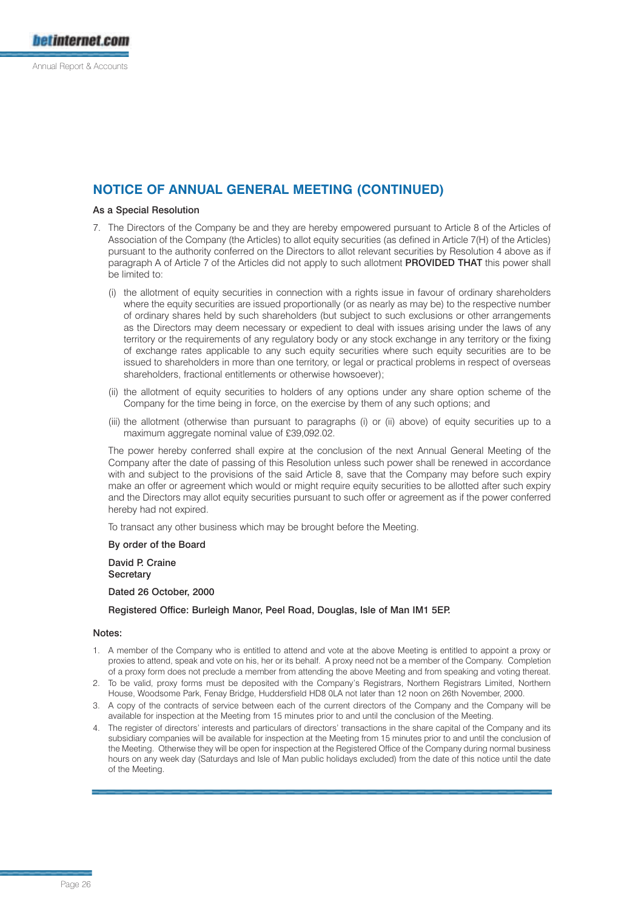## NOTICE OF ANNUAL GENERAL MEETING (CONTINUED)

**As a Special Resolution**

7. The Directors of the Company be and they are hereby empowered pursuant to Article 8 of the Articles of Association of the Company (the Articles) to allot equity securities (as defined in Article 7(H) of the Articles) pursuant to the authority conferred on the Directors to allot relevant securities by Resolution 4 above as if paragraph A of Article 7 of the Articles did not apply to such allotment **PROVIDED THAT** this power shall be limited to:

   (i) the allotment of equity securities in connection with a rights issue in favour of ordinary shareholders where the equity securities are issued proportionally (or as nearly as may be) to the respective number of ordinary shares held by such shareholders (but subject to such exclusions or other arrangements as the Directors may deem necessary or expedient to deal with issues arising under the laws of any territory or the requirements of any regulatory body or any stock exchange in any territory or the fixing of exchange rates applicable to any such equity securities where such equity securities are to be issued to shareholders in more than one territory, or legal or practical problems in respect of overseas shareholders, fractional entitlements or otherwise howsoever);

   (ii) the allotment of equity securities to holders of any options under any share option scheme of the Company for the time being in force, on the exercise by them of any such options; and

   (iii) the allotment (otherwise than pursuant to paragraphs (i) or (ii) above) of equity securities up to a maximum aggregate nominal value of £39,092.02.

   The power hereby conferred shall expire at the conclusion of the next Annual General Meeting of the Company after the date of passing of this Resolution unless such power shall be renewed in accordance with and subject to the provisions of the said Article 8, save that the Company may before such expiry make an offer or agreement which would or might require equity securities to be allotted after such expiry and the Directors may allot equity securities pursuant to such offer or agreement as if the power conferred hereby had not expired.

   To transact any other business which may be brought before the Meeting.

   **By order of the Board**

   **David P. Craine**
   **Secretary**

   **Dated 26 October, 2000**

   **Registered Office: Burleigh Manor, Peel Road, Douglas, Isle of Man IM1 5EP.**

**Notes:**

1. A member of the Company who is entitled to attend and vote at the above Meeting is entitled to appoint a proxy or proxies to attend, speak and vote on his, her or its behalf. A proxy need not be a member of the Company. Completion of a proxy form does not preclude a member from attending the above Meeting and from speaking and voting thereat.
2. To be valid, proxy forms must be deposited with the Company's Registrars, Northern Registrars Limited, Northern House, Woodsome Park, Fenay Bridge, Huddersfield HD8 0LA not later than 12 noon on 26th November, 2000.
3. A copy of the contracts of service between each of the current directors of the Company and the Company will be available for inspection at the Meeting from 15 minutes prior to and until the conclusion of the Meeting.
4. The register of directors' interests and particulars of directors' transactions in the share capital of the Company and its subsidiary companies will be available for inspection at the Meeting from 15 minutes prior to and until the conclusion of the Meeting. Otherwise they will be open for inspection at the Registered Office of the Company during normal business hours on any week day (Saturdays and Isle of Man public holidays excluded) from the date of this notice until the date of the Meeting.